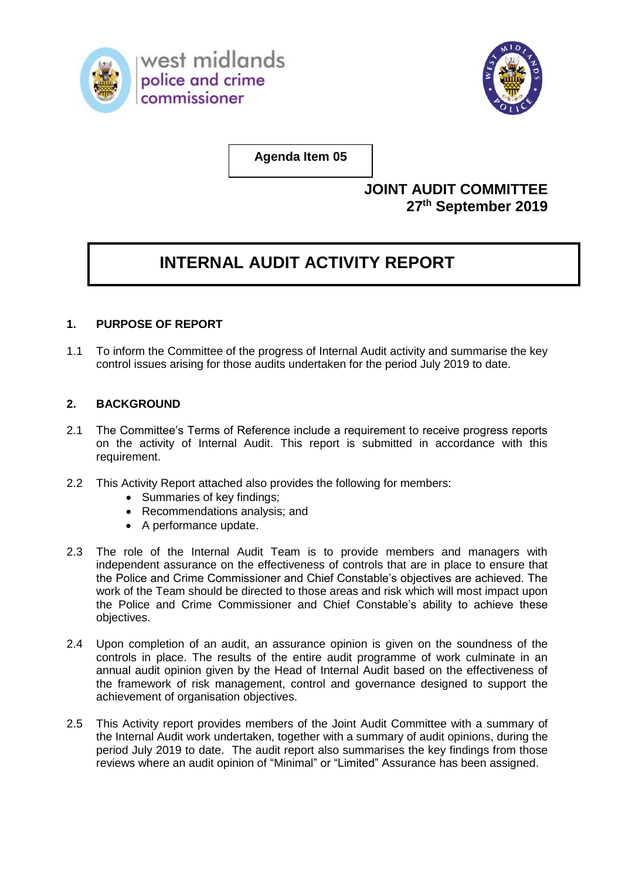west midlands police and crime commissioner

**Agenda Item 05**

**JOINT AUDIT COMMITTEE**
**27th September 2019**

# INTERNAL AUDIT ACTIVITY REPORT

## 1. PURPOSE OF REPORT

1.1 To inform the Committee of the progress of Internal Audit activity and summarise the key control issues arising for those audits undertaken for the period July 2019 to date.

## 2. BACKGROUND

2.1 The Committee's Terms of Reference include a requirement to receive progress reports on the activity of Internal Audit. This report is submitted in accordance with this requirement.

2.2 This Activity Report attached also provides the following for members:

- Summaries of key findings;
- Recommendations analysis; and
- A performance update.

2.3 The role of the Internal Audit Team is to provide members and managers with independent assurance on the effectiveness of controls that are in place to ensure that the Police and Crime Commissioner and Chief Constable's objectives are achieved. The work of the Team should be directed to those areas and risk which will most impact upon the Police and Crime Commissioner and Chief Constable's ability to achieve these objectives.

2.4 Upon completion of an audit, an assurance opinion is given on the soundness of the controls in place. The results of the entire audit programme of work culminate in an annual audit opinion given by the Head of Internal Audit based on the effectiveness of the framework of risk management, control and governance designed to support the achievement of organisation objectives.

2.5 This Activity report provides members of the Joint Audit Committee with a summary of the Internal Audit work undertaken, together with a summary of audit opinions, during the period July 2019 to date. The audit report also summarises the key findings from those reviews where an audit opinion of "Minimal" or "Limited" Assurance has been assigned.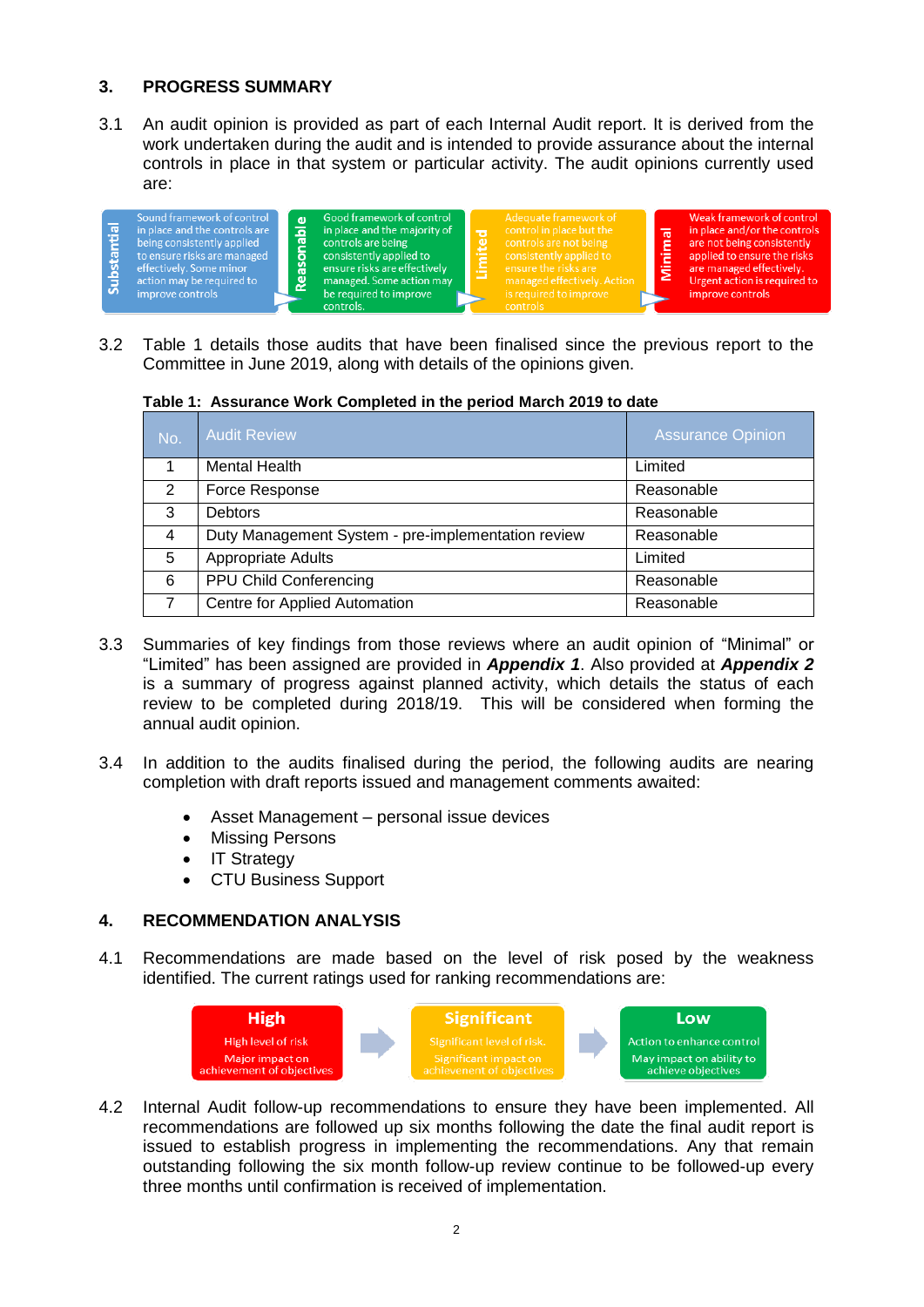## 3. PROGRESS SUMMARY

3.1 An audit opinion is provided as part of each Internal Audit report. It is derived from the work undertaken during the audit and is intended to provide assurance about the internal controls in place in that system or particular activity. The audit opinions currently used are:

| Opinion | Description |
| --- | --- |
| Substantial | Sound framework of control in place and the controls are being consistently applied to ensure risks are managed effectively. Some minor action may be required to improve controls |
| Reasonable | Good framework of control in place and the majority of controls are being consistently applied to ensure risks are effectively managed. Some action may be required to improve controls. |
| Limited | Adequate framework of control in place but the controls are not being consistently applied to ensure the risks are managed effectively. Action is required to improve controls |
| Minimal | Weak framework of control in place and/or the controls are not being consistently applied to ensure the risks are managed effectively. Urgent action is required to improve controls |

3.2 Table 1 details those audits that have been finalised since the previous report to the Committee in June 2019, along with details of the opinions given.

**Table 1: Assurance Work Completed in the period March 2019 to date**

| No. | Audit Review | Assurance Opinion |
| --- | --- | --- |
| 1 | Mental Health | Limited |
| 2 | Force Response | Reasonable |
| 3 | Debtors | Reasonable |
| 4 | Duty Management System - pre-implementation review | Reasonable |
| 5 | Appropriate Adults | Limited |
| 6 | PPU Child Conferencing | Reasonable |
| 7 | Centre for Applied Automation | Reasonable |

3.3 Summaries of key findings from those reviews where an audit opinion of "Minimal" or "Limited" has been assigned are provided in ***Appendix 1***. Also provided at ***Appendix 2*** is a summary of progress against planned activity, which details the status of each review to be completed during 2018/19. This will be considered when forming the annual audit opinion.

3.4 In addition to the audits finalised during the period, the following audits are nearing completion with draft reports issued and management comments awaited:

- Asset Management – personal issue devices
- Missing Persons
- IT Strategy
- CTU Business Support

## 4. RECOMMENDATION ANALYSIS

4.1 Recommendations are made based on the level of risk posed by the weakness identified. The current ratings used for ranking recommendations are:

| Rating | Description |
| --- | --- |
| High | High level of risk. Major impact on achievement of objectives |
| Significant | Significant level of risk. Significant impact on achievement of objectives |
| Low | Action to enhance control. May impact on ability to achieve objectives |

4.2 Internal Audit follow-up recommendations to ensure they have been implemented. All recommendations are followed up six months following the date the final audit report is issued to establish progress in implementing the recommendations. Any that remain outstanding following the six month follow-up review continue to be followed-up every three months until confirmation is received of implementation.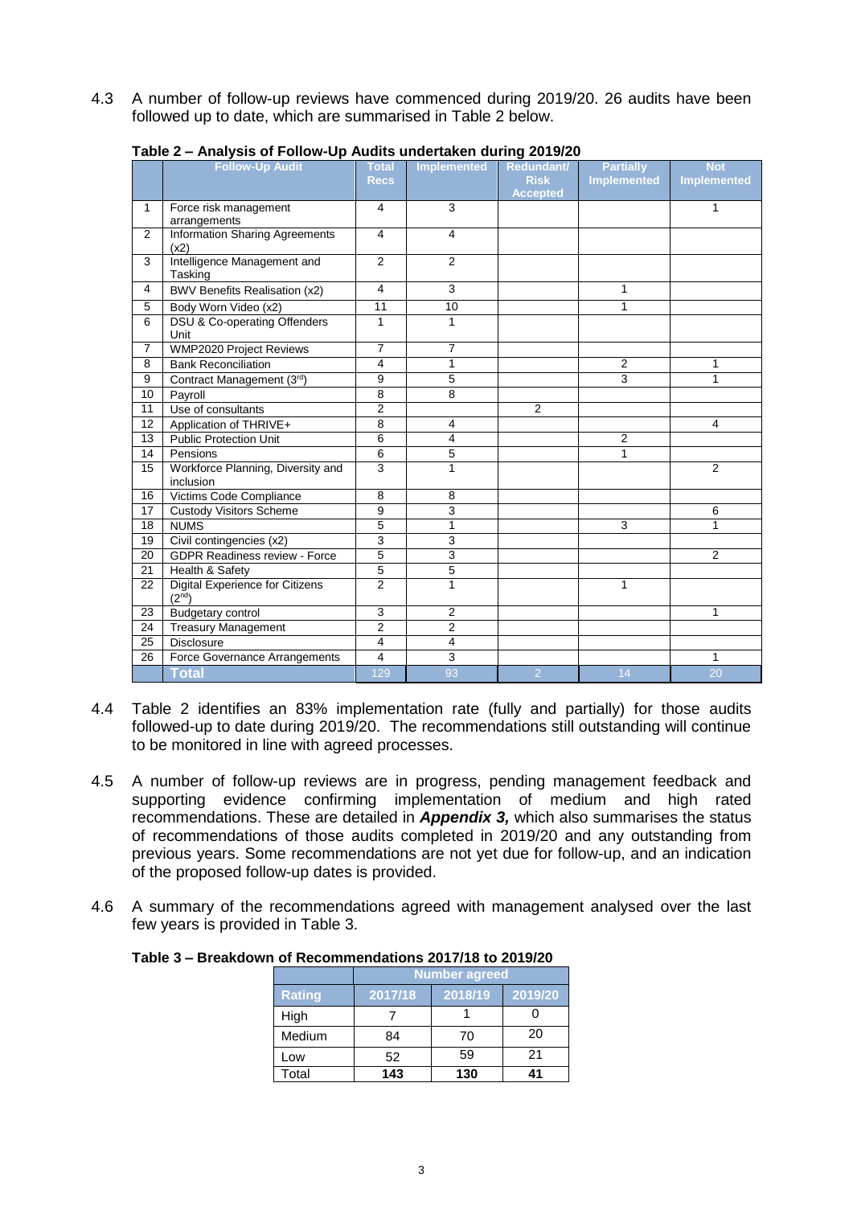4.3 A number of follow-up reviews have commenced during 2019/20. 26 audits have been followed up to date, which are summarised in Table 2 below.

**Table 2 – Analysis of Follow-Up Audits undertaken during 2019/20**

| | Follow-Up Audit | Total Recs | Implemented | Redundant/ Risk Accepted | Partially Implemented | Not Implemented |
|---|---|---|---|---|---|---|
| 1 | Force risk management arrangements | 4 | 3 | | | 1 |
| 2 | Information Sharing Agreements (x2) | 4 | 4 | | | |
| 3 | Intelligence Management and Tasking | 2 | 2 | | | |
| 4 | BWV Benefits Realisation (x2) | 4 | 3 | | 1 | |
| 5 | Body Worn Video (x2) | 11 | 10 | | 1 | |
| 6 | DSU & Co-operating Offenders Unit | 1 | 1 | | | |
| 7 | WMP2020 Project Reviews | 7 | 7 | | | |
| 8 | Bank Reconciliation | 4 | 1 | | 2 | 1 |
| 9 | Contract Management (3rd) | 9 | 5 | | 3 | 1 |
| 10 | Payroll | 8 | 8 | | | |
| 11 | Use of consultants | 2 | | 2 | | |
| 12 | Application of THRIVE+ | 8 | 4 | | | 4 |
| 13 | Public Protection Unit | 6 | 4 | | 2 | |
| 14 | Pensions | 6 | 5 | | 1 | |
| 15 | Workforce Planning, Diversity and inclusion | 3 | 1 | | | 2 |
| 16 | Victims Code Compliance | 8 | 8 | | | |
| 17 | Custody Visitors Scheme | 9 | 3 | | | 6 |
| 18 | NUMS | 5 | 1 | | 3 | 1 |
| 19 | Civil contingencies (x2) | 3 | 3 | | | |
| 20 | GDPR Readiness review - Force | 5 | 3 | | | 2 |
| 21 | Health & Safety | 5 | 5 | | | |
| 22 | Digital Experience for Citizens (2nd) | 2 | 1 | | 1 | |
| 23 | Budgetary control | 3 | 2 | | | 1 |
| 24 | Treasury Management | 2 | 2 | | | |
| 25 | Disclosure | 4 | 4 | | | |
| 26 | Force Governance Arrangements | 4 | 3 | | | 1 |
| | **Total** | 129 | 93 | 2 | 14 | 20 |

4.4 Table 2 identifies an 83% implementation rate (fully and partially) for those audits followed-up to date during 2019/20. The recommendations still outstanding will continue to be monitored in line with agreed processes.

4.5 A number of follow-up reviews are in progress, pending management feedback and supporting evidence confirming implementation of medium and high rated recommendations. These are detailed in ***Appendix 3,*** which also summarises the status of recommendations of those audits completed in 2019/20 and any outstanding from previous years. Some recommendations are not yet due for follow-up, and an indication of the proposed follow-up dates is provided.

4.6 A summary of the recommendations agreed with management analysed over the last few years is provided in Table 3.

**Table 3 – Breakdown of Recommendations 2017/18 to 2019/20**

| | Number agreed | | |
|---|---|---|---|
| **Rating** | **2017/18** | **2018/19** | **2019/20** |
| High | 7 | 1 | 0 |
| Medium | 84 | 70 | 20 |
| Low | 52 | 59 | 21 |
| Total | **143** | **130** | **41** |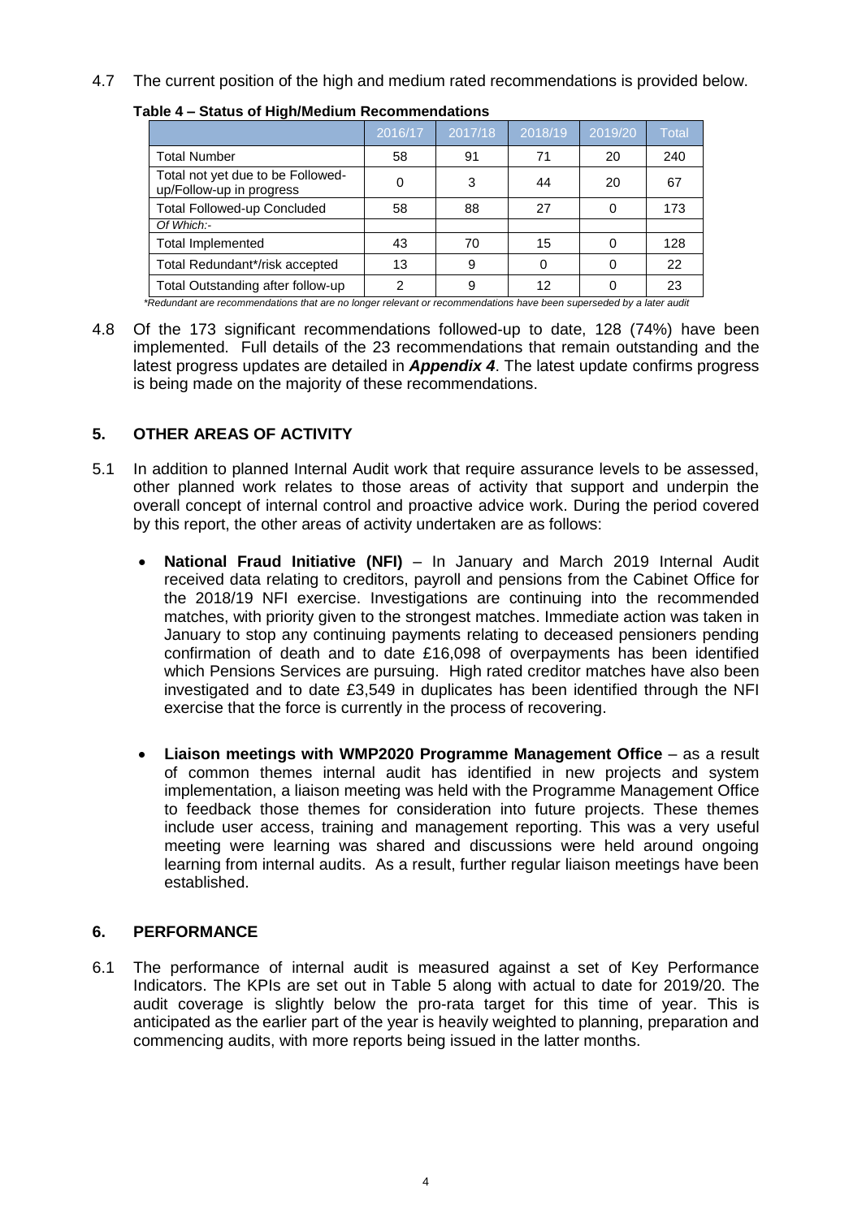4.7 The current position of the high and medium rated recommendations is provided below.

**Table 4 – Status of High/Medium Recommendations**

| | 2016/17 | 2017/18 | 2018/19 | 2019/20 | Total |
|---|---|---|---|---|---|
| Total Number | 58 | 91 | 71 | 20 | 240 |
| Total not yet due to be Followed-up/Follow-up in progress | 0 | 3 | 44 | 20 | 67 |
| Total Followed-up Concluded | 58 | 88 | 27 | 0 | 173 |
| *Of Which:-* | | | | | |
| Total Implemented | 43 | 70 | 15 | 0 | 128 |
| Total Redundant*/risk accepted | 13 | 9 | 0 | 0 | 22 |
| Total Outstanding after follow-up | 2 | 9 | 12 | 0 | 23 |

*\*Redundant are recommendations that are no longer relevant or recommendations have been superseded by a later audit*

4.8 Of the 173 significant recommendations followed-up to date, 128 (74%) have been implemented. Full details of the 23 recommendations that remain outstanding and the latest progress updates are detailed in ***Appendix 4***. The latest update confirms progress is being made on the majority of these recommendations.

## 5. OTHER AREAS OF ACTIVITY

5.1 In addition to planned Internal Audit work that require assurance levels to be assessed, other planned work relates to those areas of activity that support and underpin the overall concept of internal control and proactive advice work. During the period covered by this report, the other areas of activity undertaken are as follows:

- **National Fraud Initiative (NFI)** – In January and March 2019 Internal Audit received data relating to creditors, payroll and pensions from the Cabinet Office for the 2018/19 NFI exercise. Investigations are continuing into the recommended matches, with priority given to the strongest matches. Immediate action was taken in January to stop any continuing payments relating to deceased pensioners pending confirmation of death and to date £16,098 of overpayments has been identified which Pensions Services are pursuing. High rated creditor matches have also been investigated and to date £3,549 in duplicates has been identified through the NFI exercise that the force is currently in the process of recovering.

- **Liaison meetings with WMP2020 Programme Management Office** – as a result of common themes internal audit has identified in new projects and system implementation, a liaison meeting was held with the Programme Management Office to feedback those themes for consideration into future projects. These themes include user access, training and management reporting. This was a very useful meeting were learning was shared and discussions were held around ongoing learning from internal audits. As a result, further regular liaison meetings have been established.

## 6. PERFORMANCE

6.1 The performance of internal audit is measured against a set of Key Performance Indicators. The KPIs are set out in Table 5 along with actual to date for 2019/20. The audit coverage is slightly below the pro-rata target for this time of year. This is anticipated as the earlier part of the year is heavily weighted to planning, preparation and commencing audits, with more reports being issued in the latter months.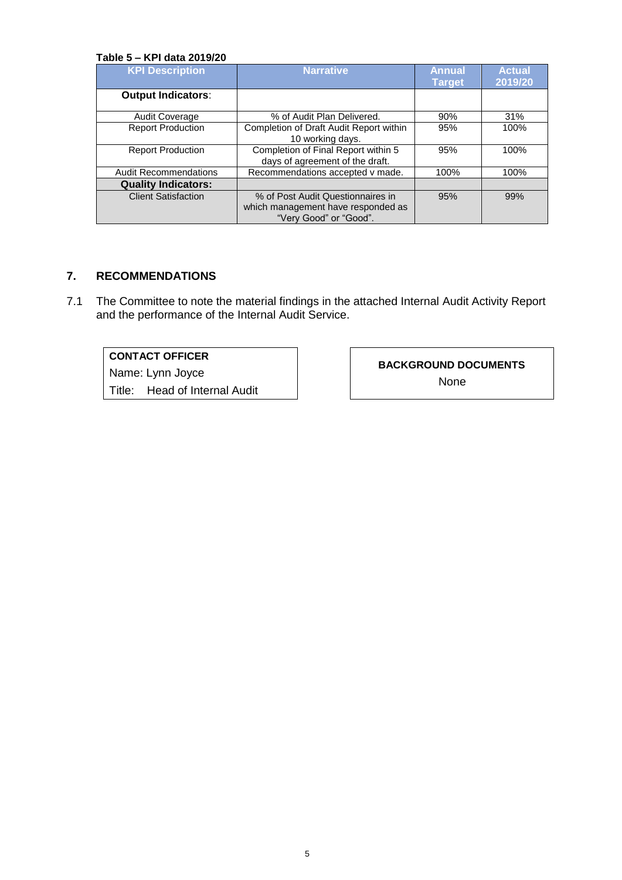**Table 5 – KPI data 2019/20**

| KPI Description | Narrative | Annual Target | Actual 2019/20 |
|---|---|---|---|
| **Output Indicators**: | | | |
| Audit Coverage | % of Audit Plan Delivered. | 90% | 31% |
| Report Production | Completion of Draft Audit Report within 10 working days. | 95% | 100% |
| Report Production | Completion of Final Report within 5 days of agreement of the draft. | 95% | 100% |
| Audit Recommendations | Recommendations accepted v made. | 100% | 100% |
| **Quality Indicators:** | | | |
| Client Satisfaction | % of Post Audit Questionnaires in which management have responded as "Very Good" or "Good". | 95% | 99% |

## 7. RECOMMENDATIONS

7.1 The Committee to note the material findings in the attached Internal Audit Activity Report and the performance of the Internal Audit Service.

**CONTACT OFFICER**
Name: Lynn Joyce
Title: Head of Internal Audit

**BACKGROUND DOCUMENTS**
None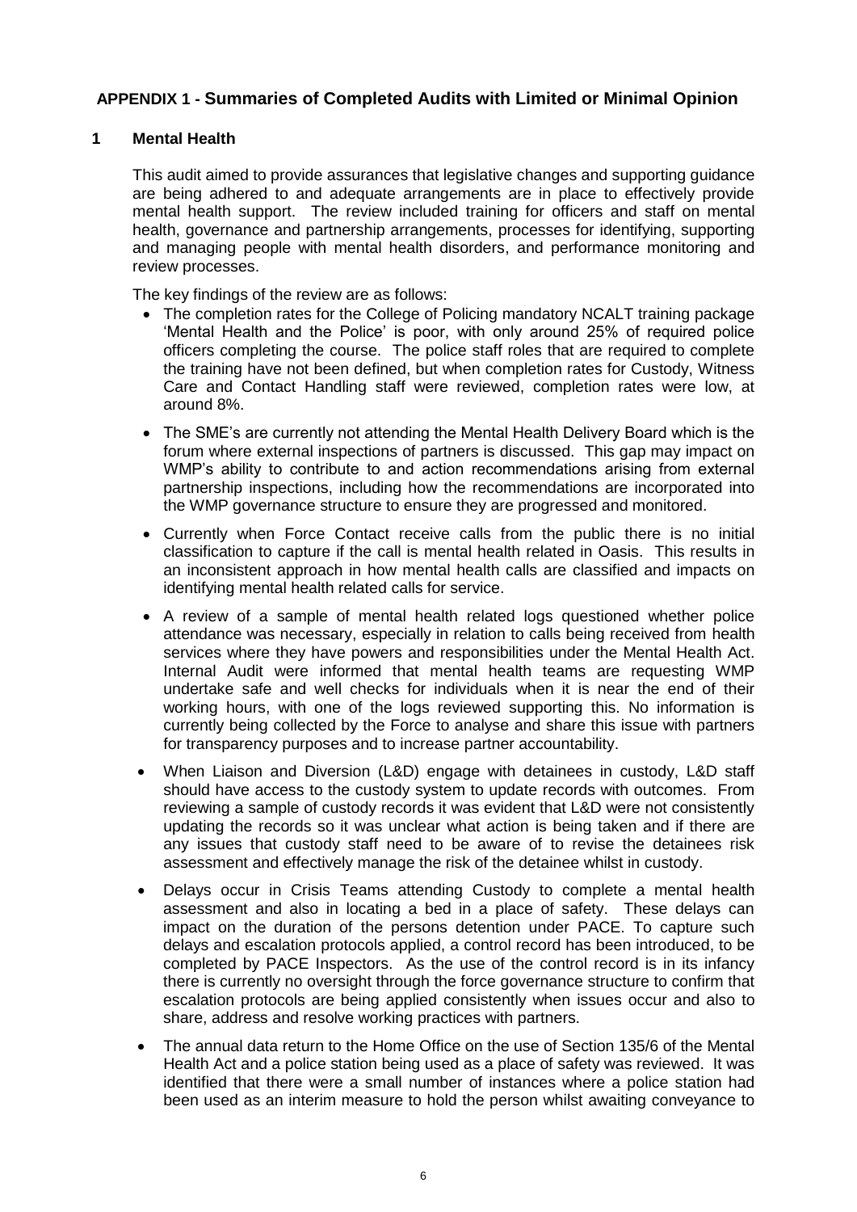## APPENDIX 1 - Summaries of Completed Audits with Limited or Minimal Opinion

### 1 Mental Health

This audit aimed to provide assurances that legislative changes and supporting guidance are being adhered to and adequate arrangements are in place to effectively provide mental health support. The review included training for officers and staff on mental health, governance and partnership arrangements, processes for identifying, supporting and managing people with mental health disorders, and performance monitoring and review processes.

The key findings of the review are as follows:

- The completion rates for the College of Policing mandatory NCALT training package 'Mental Health and the Police' is poor, with only around 25% of required police officers completing the course. The police staff roles that are required to complete the training have not been defined, but when completion rates for Custody, Witness Care and Contact Handling staff were reviewed, completion rates were low, at around 8%.
- The SME's are currently not attending the Mental Health Delivery Board which is the forum where external inspections of partners is discussed. This gap may impact on WMP's ability to contribute to and action recommendations arising from external partnership inspections, including how the recommendations are incorporated into the WMP governance structure to ensure they are progressed and monitored.
- Currently when Force Contact receive calls from the public there is no initial classification to capture if the call is mental health related in Oasis. This results in an inconsistent approach in how mental health calls are classified and impacts on identifying mental health related calls for service.
- A review of a sample of mental health related logs questioned whether police attendance was necessary, especially in relation to calls being received from health services where they have powers and responsibilities under the Mental Health Act. Internal Audit were informed that mental health teams are requesting WMP undertake safe and well checks for individuals when it is near the end of their working hours, with one of the logs reviewed supporting this. No information is currently being collected by the Force to analyse and share this issue with partners for transparency purposes and to increase partner accountability.
- When Liaison and Diversion (L&D) engage with detainees in custody, L&D staff should have access to the custody system to update records with outcomes. From reviewing a sample of custody records it was evident that L&D were not consistently updating the records so it was unclear what action is being taken and if there are any issues that custody staff need to be aware of to revise the detainees risk assessment and effectively manage the risk of the detainee whilst in custody.
- Delays occur in Crisis Teams attending Custody to complete a mental health assessment and also in locating a bed in a place of safety. These delays can impact on the duration of the persons detention under PACE. To capture such delays and escalation protocols applied, a control record has been introduced, to be completed by PACE Inspectors. As the use of the control record is in its infancy there is currently no oversight through the force governance structure to confirm that escalation protocols are being applied consistently when issues occur and also to share, address and resolve working practices with partners.
- The annual data return to the Home Office on the use of Section 135/6 of the Mental Health Act and a police station being used as a place of safety was reviewed. It was identified that there were a small number of instances where a police station had been used as an interim measure to hold the person whilst awaiting conveyance to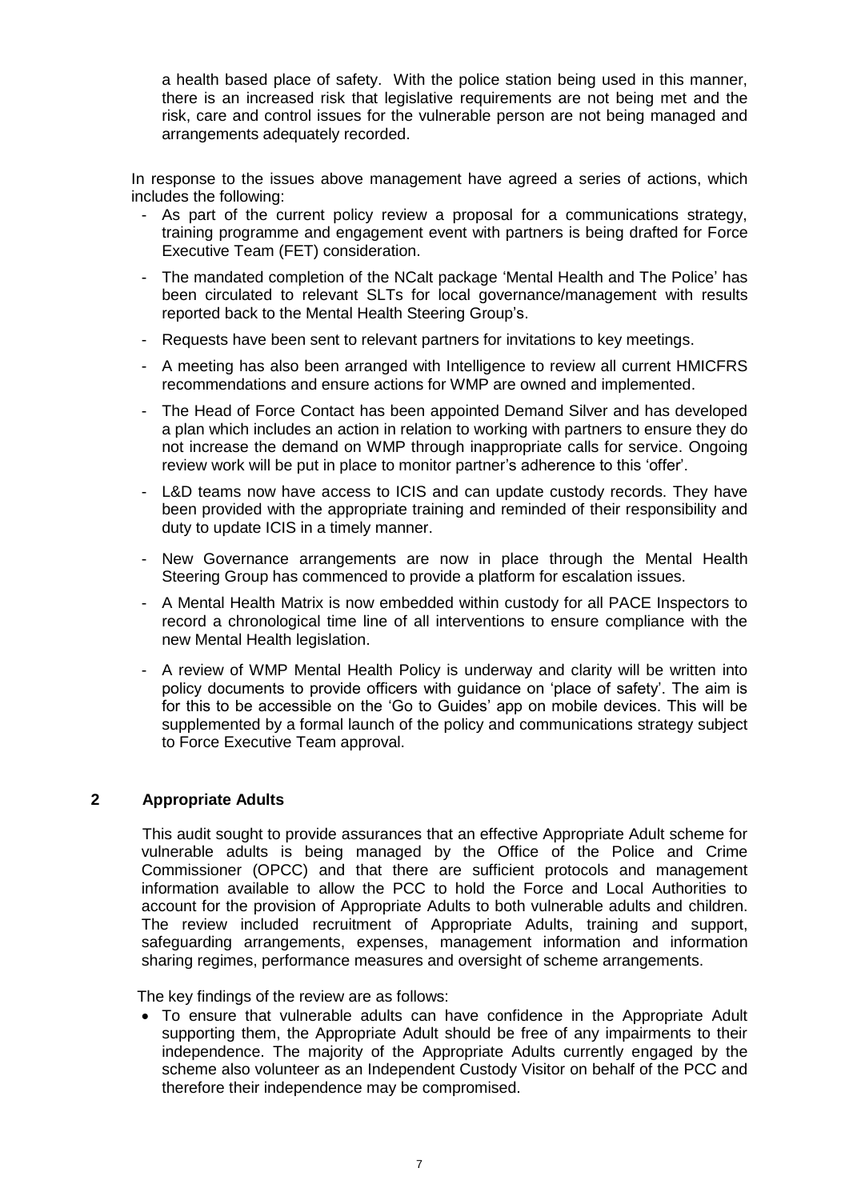a health based place of safety. With the police station being used in this manner, there is an increased risk that legislative requirements are not being met and the risk, care and control issues for the vulnerable person are not being managed and arrangements adequately recorded.

In response to the issues above management have agreed a series of actions, which includes the following:

- As part of the current policy review a proposal for a communications strategy, training programme and engagement event with partners is being drafted for Force Executive Team (FET) consideration.
- The mandated completion of the NCalt package 'Mental Health and The Police' has been circulated to relevant SLTs for local governance/management with results reported back to the Mental Health Steering Group's.
- Requests have been sent to relevant partners for invitations to key meetings.
- A meeting has also been arranged with Intelligence to review all current HMICFRS recommendations and ensure actions for WMP are owned and implemented.
- The Head of Force Contact has been appointed Demand Silver and has developed a plan which includes an action in relation to working with partners to ensure they do not increase the demand on WMP through inappropriate calls for service. Ongoing review work will be put in place to monitor partner's adherence to this 'offer'.
- L&D teams now have access to ICIS and can update custody records. They have been provided with the appropriate training and reminded of their responsibility and duty to update ICIS in a timely manner.
- New Governance arrangements are now in place through the Mental Health Steering Group has commenced to provide a platform for escalation issues.
- A Mental Health Matrix is now embedded within custody for all PACE Inspectors to record a chronological time line of all interventions to ensure compliance with the new Mental Health legislation.
- A review of WMP Mental Health Policy is underway and clarity will be written into policy documents to provide officers with guidance on 'place of safety'. The aim is for this to be accessible on the 'Go to Guides' app on mobile devices. This will be supplemented by a formal launch of the policy and communications strategy subject to Force Executive Team approval.

## 2 Appropriate Adults

This audit sought to provide assurances that an effective Appropriate Adult scheme for vulnerable adults is being managed by the Office of the Police and Crime Commissioner (OPCC) and that there are sufficient protocols and management information available to allow the PCC to hold the Force and Local Authorities to account for the provision of Appropriate Adults to both vulnerable adults and children. The review included recruitment of Appropriate Adults, training and support, safeguarding arrangements, expenses, management information and information sharing regimes, performance measures and oversight of scheme arrangements.

The key findings of the review are as follows:

- To ensure that vulnerable adults can have confidence in the Appropriate Adult supporting them, the Appropriate Adult should be free of any impairments to their independence. The majority of the Appropriate Adults currently engaged by the scheme also volunteer as an Independent Custody Visitor on behalf of the PCC and therefore their independence may be compromised.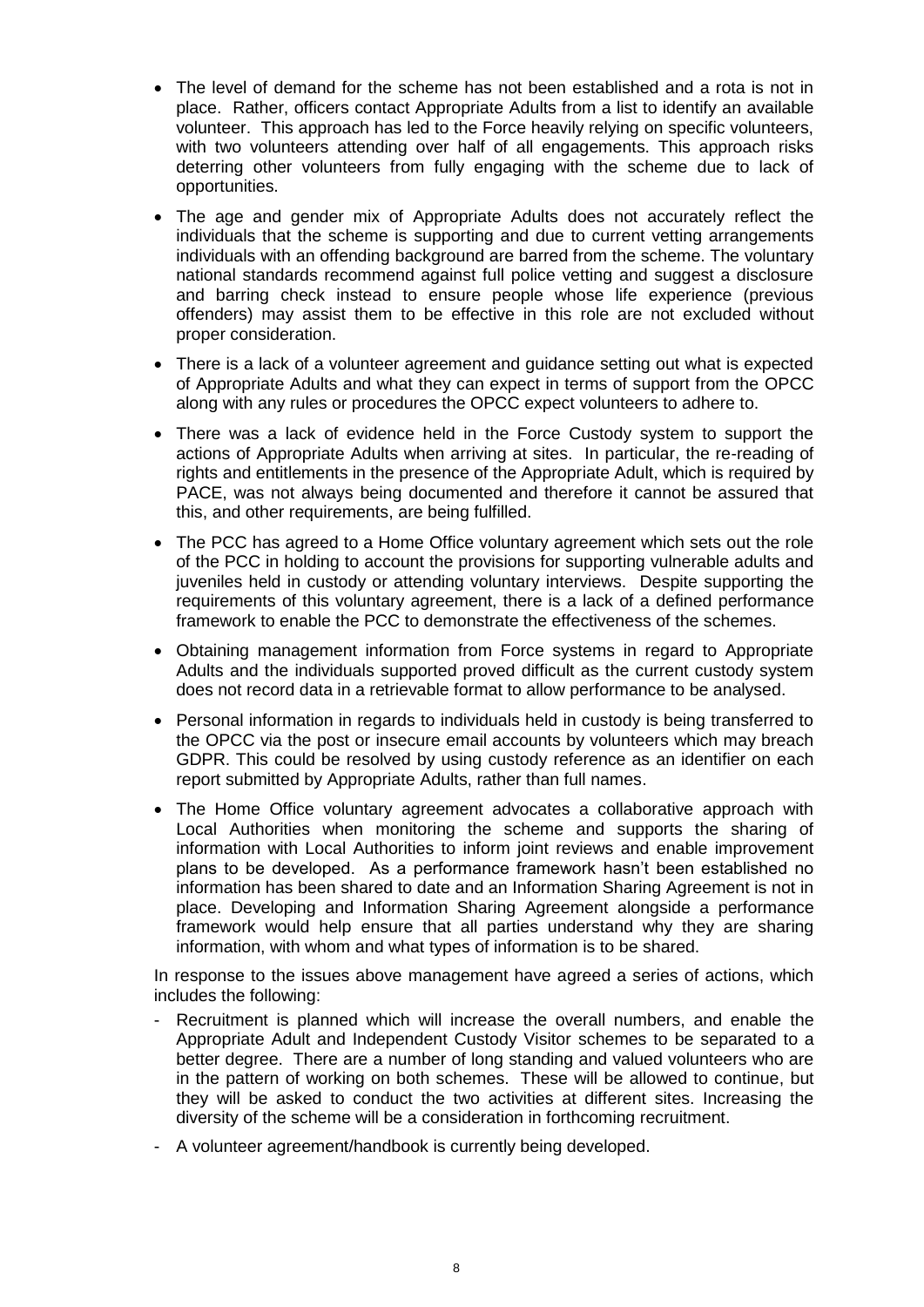- The level of demand for the scheme has not been established and a rota is not in place. Rather, officers contact Appropriate Adults from a list to identify an available volunteer. This approach has led to the Force heavily relying on specific volunteers, with two volunteers attending over half of all engagements. This approach risks deterring other volunteers from fully engaging with the scheme due to lack of opportunities.
- The age and gender mix of Appropriate Adults does not accurately reflect the individuals that the scheme is supporting and due to current vetting arrangements individuals with an offending background are barred from the scheme. The voluntary national standards recommend against full police vetting and suggest a disclosure and barring check instead to ensure people whose life experience (previous offenders) may assist them to be effective in this role are not excluded without proper consideration.
- There is a lack of a volunteer agreement and guidance setting out what is expected of Appropriate Adults and what they can expect in terms of support from the OPCC along with any rules or procedures the OPCC expect volunteers to adhere to.
- There was a lack of evidence held in the Force Custody system to support the actions of Appropriate Adults when arriving at sites. In particular, the re-reading of rights and entitlements in the presence of the Appropriate Adult, which is required by PACE, was not always being documented and therefore it cannot be assured that this, and other requirements, are being fulfilled.
- The PCC has agreed to a Home Office voluntary agreement which sets out the role of the PCC in holding to account the provisions for supporting vulnerable adults and juveniles held in custody or attending voluntary interviews. Despite supporting the requirements of this voluntary agreement, there is a lack of a defined performance framework to enable the PCC to demonstrate the effectiveness of the schemes.
- Obtaining management information from Force systems in regard to Appropriate Adults and the individuals supported proved difficult as the current custody system does not record data in a retrievable format to allow performance to be analysed.
- Personal information in regards to individuals held in custody is being transferred to the OPCC via the post or insecure email accounts by volunteers which may breach GDPR. This could be resolved by using custody reference as an identifier on each report submitted by Appropriate Adults, rather than full names.
- The Home Office voluntary agreement advocates a collaborative approach with Local Authorities when monitoring the scheme and supports the sharing of information with Local Authorities to inform joint reviews and enable improvement plans to be developed. As a performance framework hasn't been established no information has been shared to date and an Information Sharing Agreement is not in place. Developing and Information Sharing Agreement alongside a performance framework would help ensure that all parties understand why they are sharing information, with whom and what types of information is to be shared.

In response to the issues above management have agreed a series of actions, which includes the following:

- Recruitment is planned which will increase the overall numbers, and enable the Appropriate Adult and Independent Custody Visitor schemes to be separated to a better degree. There are a number of long standing and valued volunteers who are in the pattern of working on both schemes. These will be allowed to continue, but they will be asked to conduct the two activities at different sites. Increasing the diversity of the scheme will be a consideration in forthcoming recruitment.
- A volunteer agreement/handbook is currently being developed.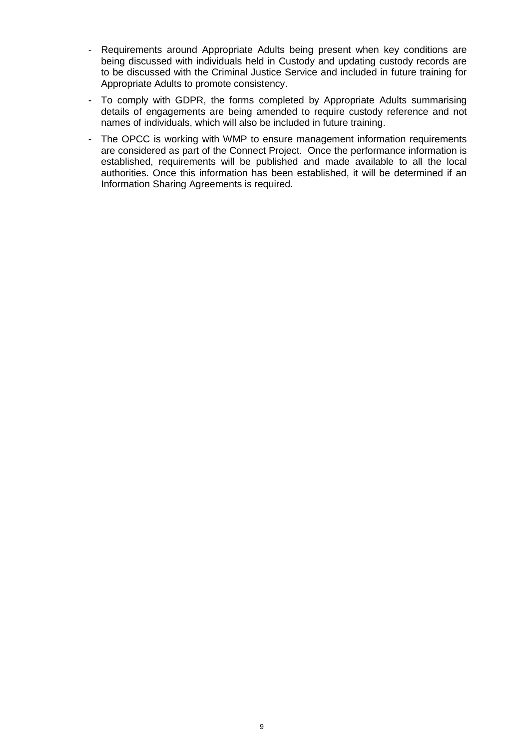- Requirements around Appropriate Adults being present when key conditions are being discussed with individuals held in Custody and updating custody records are to be discussed with the Criminal Justice Service and included in future training for Appropriate Adults to promote consistency.
- To comply with GDPR, the forms completed by Appropriate Adults summarising details of engagements are being amended to require custody reference and not names of individuals, which will also be included in future training.
- The OPCC is working with WMP to ensure management information requirements are considered as part of the Connect Project. Once the performance information is established, requirements will be published and made available to all the local authorities. Once this information has been established, it will be determined if an Information Sharing Agreements is required.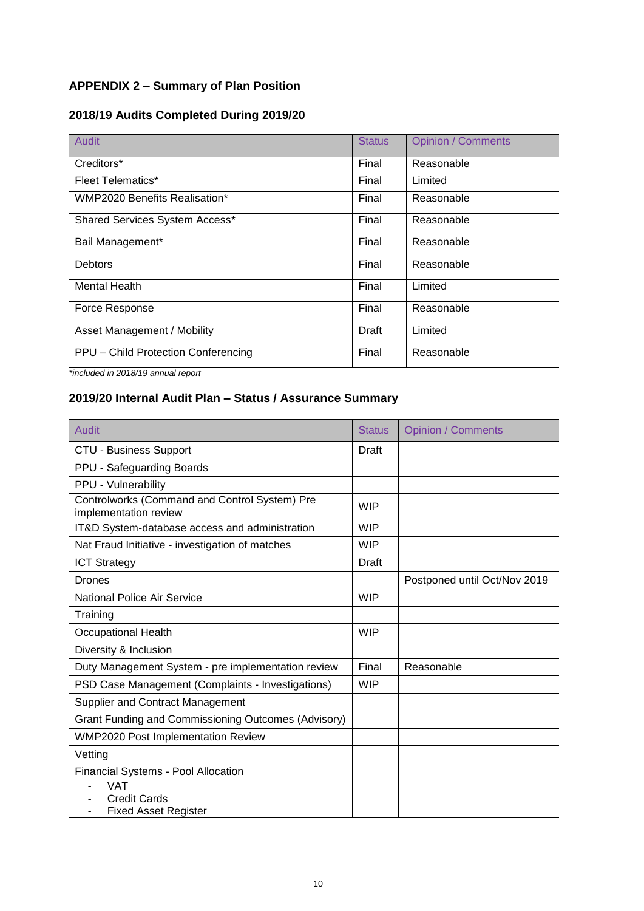## APPENDIX 2 – Summary of Plan Position

### 2018/19 Audits Completed During 2019/20

| Audit | Status | Opinion / Comments |
|---|---|---|
| Creditors* | Final | Reasonable |
| Fleet Telematics* | Final | Limited |
| WMP2020 Benefits Realisation* | Final | Reasonable |
| Shared Services System Access* | Final | Reasonable |
| Bail Management* | Final | Reasonable |
| Debtors | Final | Reasonable |
| Mental Health | Final | Limited |
| Force Response | Final | Reasonable |
| Asset Management / Mobility | Draft | Limited |
| PPU – Child Protection Conferencing | Final | Reasonable |

*\*included in 2018/19 annual report*

### 2019/20 Internal Audit Plan – Status / Assurance Summary

| Audit | Status | Opinion / Comments |
|---|---|---|
| CTU - Business Support | Draft | |
| PPU - Safeguarding Boards | | |
| PPU - Vulnerability | | |
| Controlworks (Command and Control System) Pre implementation review | WIP | |
| IT&D System-database access and administration | WIP | |
| Nat Fraud Initiative - investigation of matches | WIP | |
| ICT Strategy | Draft | |
| Drones | | Postponed until Oct/Nov 2019 |
| National Police Air Service | WIP | |
| Training | | |
| Occupational Health | WIP | |
| Diversity & Inclusion | | |
| Duty Management System - pre implementation review | Final | Reasonable |
| PSD Case Management (Complaints - Investigations) | WIP | |
| Supplier and Contract Management | | |
| Grant Funding and Commissioning Outcomes (Advisory) | | |
| WMP2020 Post Implementation Review | | |
| Vetting | | |
| Financial Systems - Pool Allocation<br>- VAT<br>- Credit Cards<br>- Fixed Asset Register | | |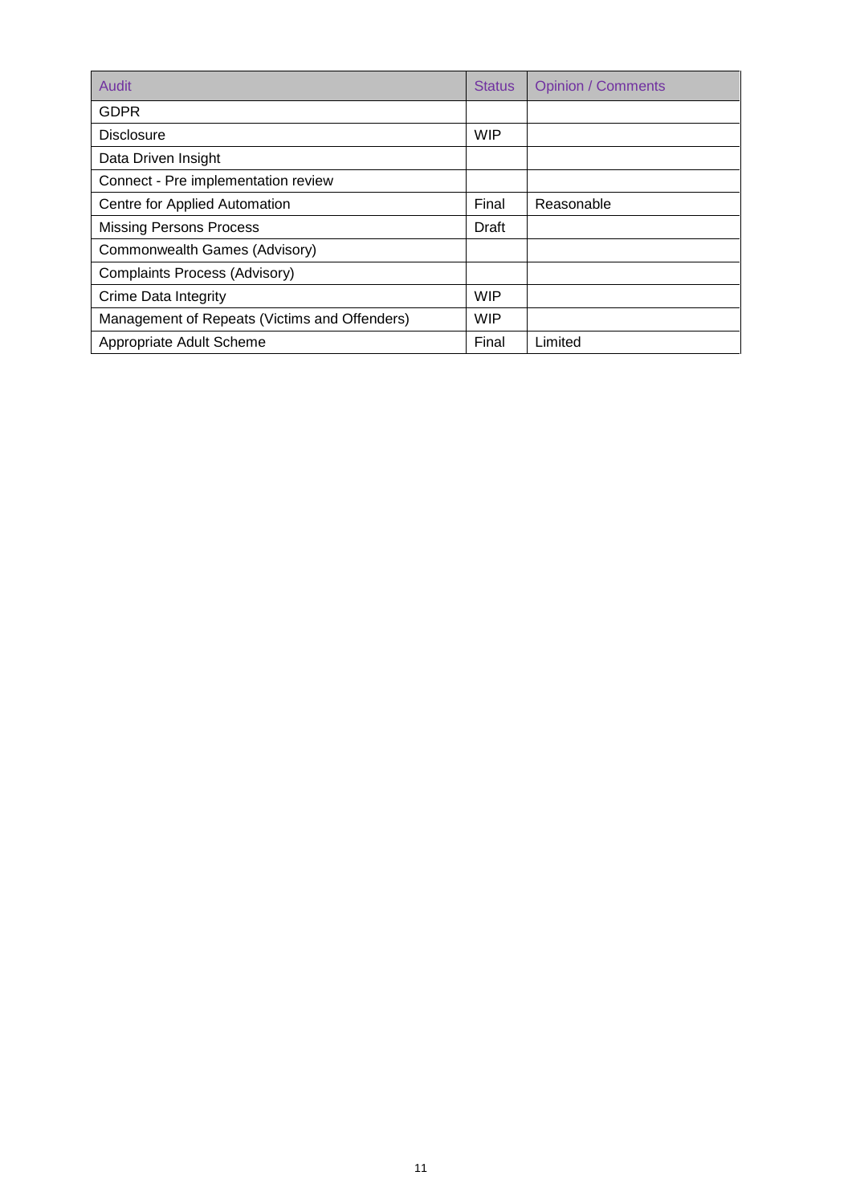| Audit | Status | Opinion / Comments |
| --- | --- | --- |
| GDPR | | |
| Disclosure | WIP | |
| Data Driven Insight | | |
| Connect - Pre implementation review | | |
| Centre for Applied Automation | Final | Reasonable |
| Missing Persons Process | Draft | |
| Commonwealth Games (Advisory) | | |
| Complaints Process (Advisory) | | |
| Crime Data Integrity | WIP | |
| Management of Repeats (Victims and Offenders) | WIP | |
| Appropriate Adult Scheme | Final | Limited |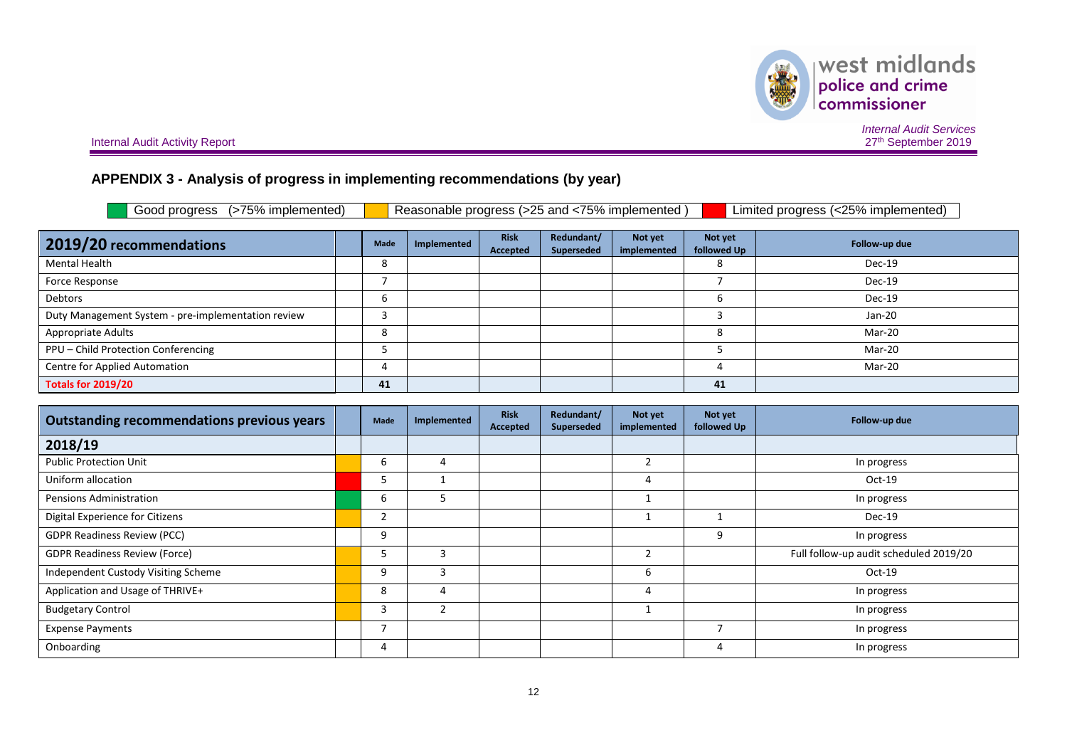## APPENDIX 3 - Analysis of progress in implementing recommendations (by year)

| | Good progress (>75% implemented) | | Reasonable progress (>25 and <75% implemented ) | | Limited progress (<25% implemented) |
|---|---|---|---|---|---|

| 2019/20 recommendations | | Made | Implemented | Risk Accepted | Redundant/ Superseded | Not yet implemented | Not yet followed Up | Follow-up due |
|---|---|---|---|---|---|---|---|---|
| Mental Health | | 8 | | | | | 8 | Dec-19 |
| Force Response | | 7 | | | | | 7 | Dec-19 |
| Debtors | | 6 | | | | | 6 | Dec-19 |
| Duty Management System - pre-implementation review | | 3 | | | | | 3 | Jan-20 |
| Appropriate Adults | | 8 | | | | | 8 | Mar-20 |
| PPU – Child Protection Conferencing | | 5 | | | | | 5 | Mar-20 |
| Centre for Applied Automation | | 4 | | | | | 4 | Mar-20 |
| **Totals for 2019/20** | | **41** | | | | | **41** | |

| Outstanding recommendations previous years | | Made | Implemented | Risk Accepted | Redundant/ Superseded | Not yet implemented | Not yet followed Up | Follow-up due |
|---|---|---|---|---|---|---|---|---|
| **2018/19** | | | | | | | | |
| Public Protection Unit | | 6 | 4 | | | 2 | | In progress |
| Uniform allocation | | 5 | 1 | | | 4 | | Oct-19 |
| Pensions Administration | | 6 | 5 | | | 1 | | In progress |
| Digital Experience for Citizens | | 2 | | | | 1 | 1 | Dec-19 |
| GDPR Readiness Review (PCC) | | 9 | | | | | 9 | In progress |
| GDPR Readiness Review (Force) | | 5 | 3 | | | 2 | | Full follow-up audit scheduled 2019/20 |
| Independent Custody Visiting Scheme | | 9 | 3 | | | 6 | | Oct-19 |
| Application and Usage of THRIVE+ | | 8 | 4 | | | 4 | | In progress |
| Budgetary Control | | 3 | 2 | | | 1 | | In progress |
| Expense Payments | | 7 | | | | | 7 | In progress |
| Onboarding | | 4 | | | | | 4 | In progress |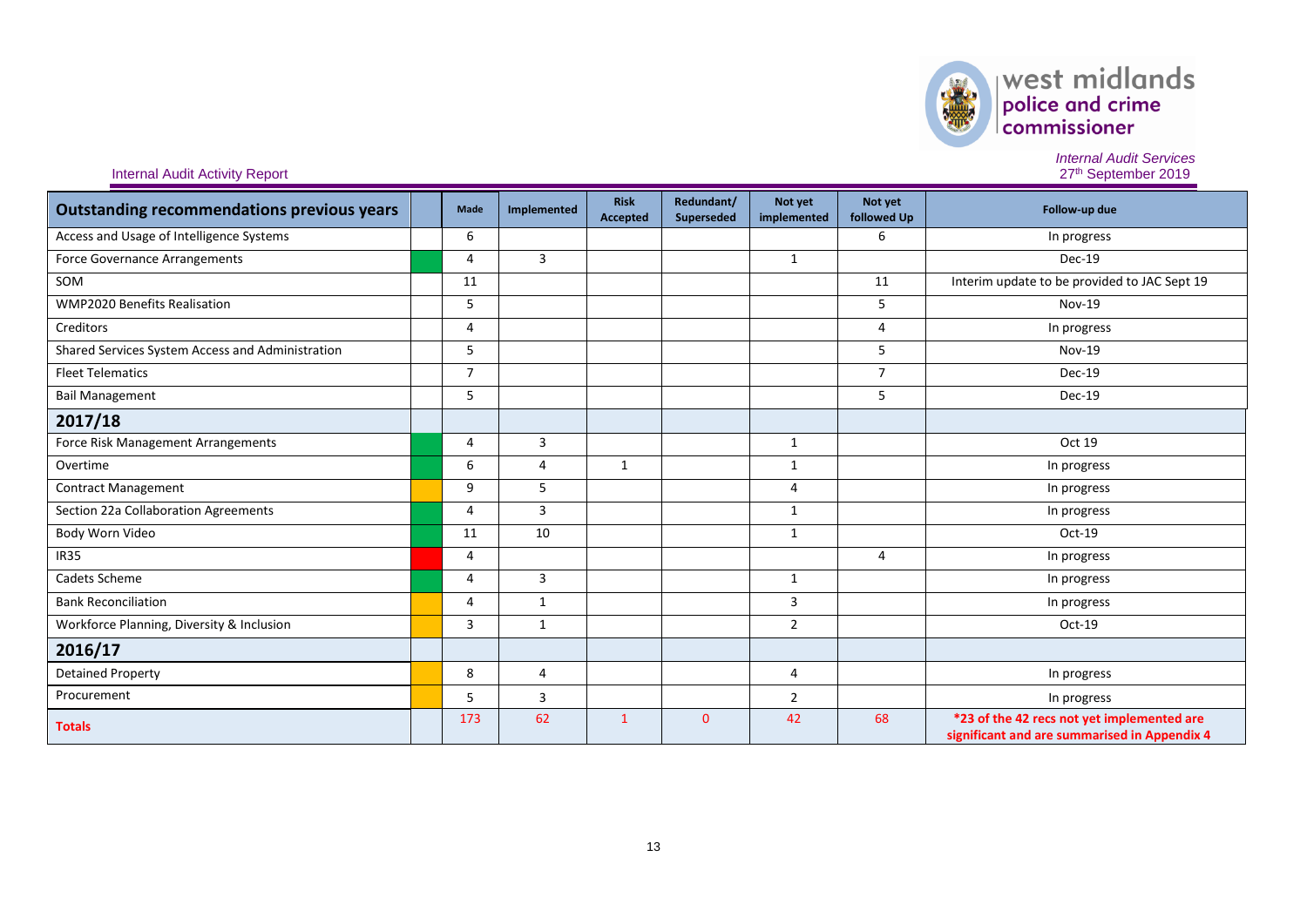Internal Audit Activity Report

| Outstanding recommendations previous years | | Made | Implemented | Risk Accepted | Redundant/ Superseded | Not yet implemented | Not yet followed Up | Follow-up due |
|---|---|---|---|---|---|---|---|---|
| Access and Usage of Intelligence Systems | | 6 | | | | | 6 | In progress |
| Force Governance Arrangements | | 4 | 3 | | | 1 | | Dec-19 |
| SOM | | 11 | | | | | 11 | Interim update to be provided to JAC Sept 19 |
| WMP2020 Benefits Realisation | | 5 | | | | | 5 | Nov-19 |
| Creditors | | 4 | | | | | 4 | In progress |
| Shared Services System Access and Administration | | 5 | | | | | 5 | Nov-19 |
| Fleet Telematics | | 7 | | | | | 7 | Dec-19 |
| Bail Management | | 5 | | | | | 5 | Dec-19 |
| **2017/18** | | | | | | | | |
| Force Risk Management Arrangements | | 4 | 3 | | | 1 | | Oct 19 |
| Overtime | | 6 | 4 | 1 | | 1 | | In progress |
| Contract Management | | 9 | 5 | | | 4 | | In progress |
| Section 22a Collaboration Agreements | | 4 | 3 | | | 1 | | In progress |
| Body Worn Video | | 11 | 10 | | | 1 | | Oct-19 |
| IR35 | | 4 | | | | | 4 | In progress |
| Cadets Scheme | | 4 | 3 | | | 1 | | In progress |
| Bank Reconciliation | | 4 | 1 | | | 3 | | In progress |
| Workforce Planning, Diversity & Inclusion | | 3 | 1 | | | 2 | | Oct-19 |
| **2016/17** | | | | | | | | |
| Detained Property | | 8 | 4 | | | 4 | | In progress |
| Procurement | | 5 | 3 | | | 2 | | In progress |
| **Totals** | | 173 | 62 | 1 | 0 | 42 | 68 | **\*23 of the 42 recs not yet implemented are significant and are summarised in Appendix 4** |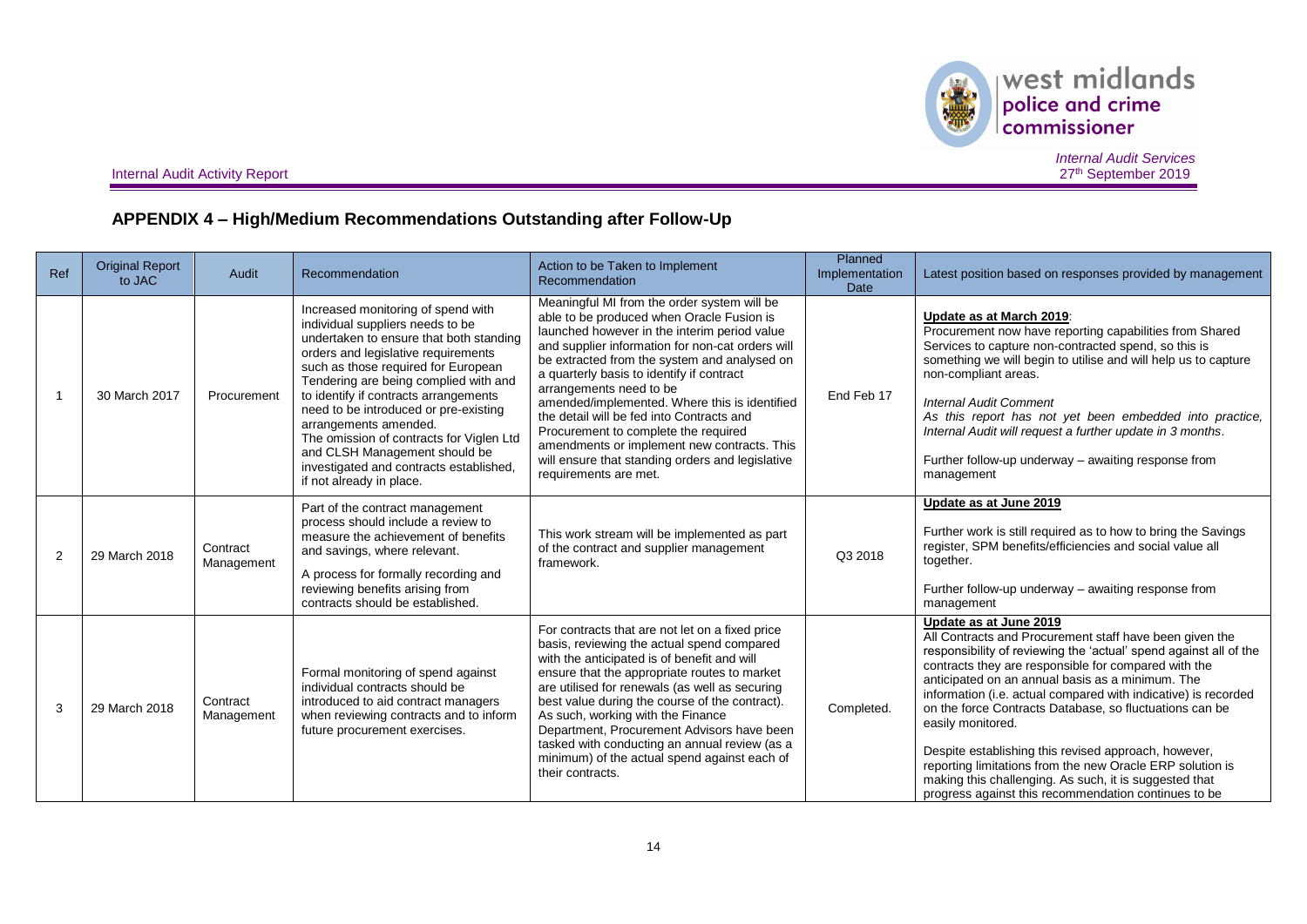## APPENDIX 4 – High/Medium Recommendations Outstanding after Follow-Up

| Ref | Original Report to JAC | Audit | Recommendation | Action to be Taken to Implement Recommendation | Planned Implementation Date | Latest position based on responses provided by management |
|---|---|---|---|---|---|---|
| 1 | 30 March 2017 | Procurement | Increased monitoring of spend with individual suppliers needs to be undertaken to ensure that both standing orders and legislative requirements such as those required for European Tendering are being complied with and to identify if contracts arrangements need to be introduced or pre-existing arrangements amended.<br>The omission of contracts for Viglen Ltd and CLSH Management should be investigated and contracts established, if not already in place. | Meaningful MI from the order system will be able to be produced when Oracle Fusion is launched however in the interim period value and supplier information for non-cat orders will be extracted from the system and analysed on a quarterly basis to identify if contract arrangements need to be amended/implemented. Where this is identified the detail will be fed into Contracts and Procurement to complete the required amendments or implement new contracts. This will ensure that standing orders and legislative requirements are met. | End Feb 17 | **Update as at March 2019**:<br>Procurement now have reporting capabilities from Shared Services to capture non-contracted spend, so this is something we will begin to utilise and will help us to capture non-compliant areas.<br><br>*Internal Audit Comment*<br>*As this report has not yet been embedded into practice, Internal Audit will request a further update in 3 months*.<br><br>Further follow-up underway – awaiting response from management |
| 2 | 29 March 2018 | Contract Management | Part of the contract management process should include a review to measure the achievement of benefits and savings, where relevant.<br><br>A process for formally recording and reviewing benefits arising from contracts should be established. | This work stream will be implemented as part of the contract and supplier management framework. | Q3 2018 | **Update as at June 2019**<br><br>Further work is still required as to how to bring the Savings register, SPM benefits/efficiencies and social value all together.<br><br>Further follow-up underway – awaiting response from management |
| 3 | 29 March 2018 | Contract Management | Formal monitoring of spend against individual contracts should be introduced to aid contract managers when reviewing contracts and to inform future procurement exercises. | For contracts that are not let on a fixed price basis, reviewing the actual spend compared with the anticipated is of benefit and will ensure that the appropriate routes to market are utilised for renewals (as well as securing best value during the course of the contract). As such, working with the Finance Department, Procurement Advisors have been tasked with conducting an annual review (as a minimum) of the actual spend against each of their contracts. | Completed. | **Update as at June 2019**<br>All Contracts and Procurement staff have been given the responsibility of reviewing the 'actual' spend against all of the contracts they are responsible for compared with the anticipated on an annual basis as a minimum. The information (i.e. actual compared with indicative) is recorded on the force Contracts Database, so fluctuations can be easily monitored.<br><br>Despite establishing this revised approach, however, reporting limitations from the new Oracle ERP solution is making this challenging. As such, it is suggested that progress against this recommendation continues to be |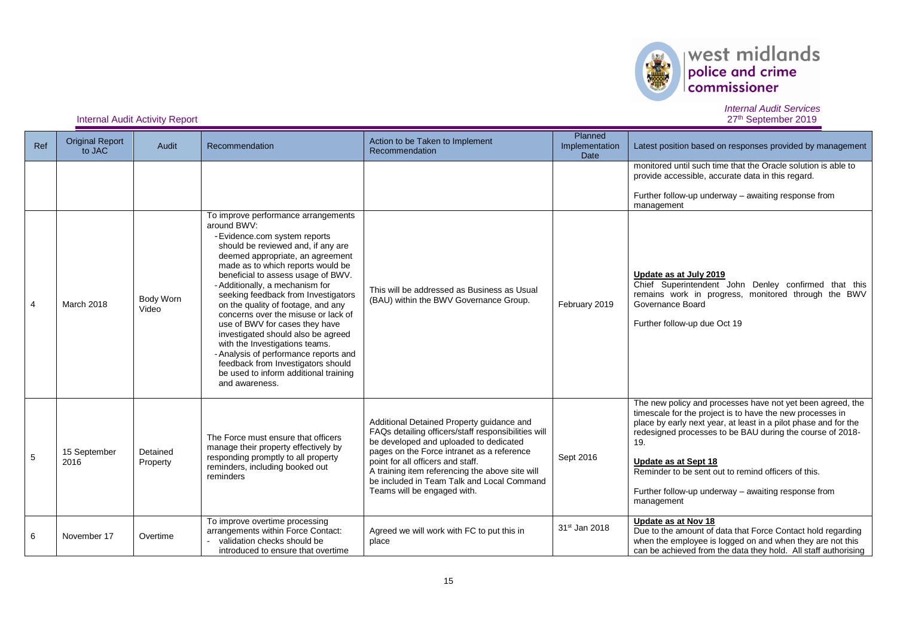| Ref | Original Report to JAC | Audit | Recommendation | Action to be Taken to Implement Recommendation | Planned Implementation Date | Latest position based on responses provided by management |
|---|---|---|---|---|---|---|
| | | | | | | monitored until such time that the Oracle solution is able to provide accessible, accurate data in this regard.<br><br>Further follow-up underway – awaiting response from management |
| 4 | March 2018 | Body Worn Video | To improve performance arrangements around BWV:<br>- Evidence.com system reports should be reviewed and, if any are deemed appropriate, an agreement made as to which reports would be beneficial to assess usage of BWV.<br>- Additionally, a mechanism for seeking feedback from Investigators on the quality of footage, and any concerns over the misuse or lack of use of BWV for cases they have investigated should also be agreed with the Investigations teams.<br>- Analysis of performance reports and feedback from Investigators should be used to inform additional training and awareness. | This will be addressed as Business as Usual (BAU) within the BWV Governance Group. | February 2019 | **Update as at July 2019**<br>Chief Superintendent John Denley confirmed that this remains work in progress, monitored through the BWV Governance Board<br><br>Further follow-up due Oct 19 |
| 5 | 15 September 2016 | Detained Property | The Force must ensure that officers manage their property effectively by responding promptly to all property reminders, including booked out reminders | Additional Detained Property guidance and FAQs detailing officers/staff responsibilities will be developed and uploaded to dedicated pages on the Force intranet as a reference point for all officers and staff.<br>A training item referencing the above site will be included in Team Talk and Local Command Teams will be engaged with. | Sept 2016 | The new policy and processes have not yet been agreed, the timescale for the project is to have the new processes in place by early next year, at least in a pilot phase and for the redesigned processes to be BAU during the course of 2018-19.<br><br>**Update as at Sept 18**<br>Reminder to be sent out to remind officers of this.<br><br>Further follow-up underway – awaiting response from management |
| 6 | November 17 | Overtime | To improve overtime processing arrangements within Force Contact:<br>- validation checks should be introduced to ensure that overtime | Agreed we will work with FC to put this in place | 31st Jan 2018 | **Update as at Nov 18**<br>Due to the amount of data that Force Contact hold regarding when the employee is logged on and when they are not this can be achieved from the data they hold. All staff authorising |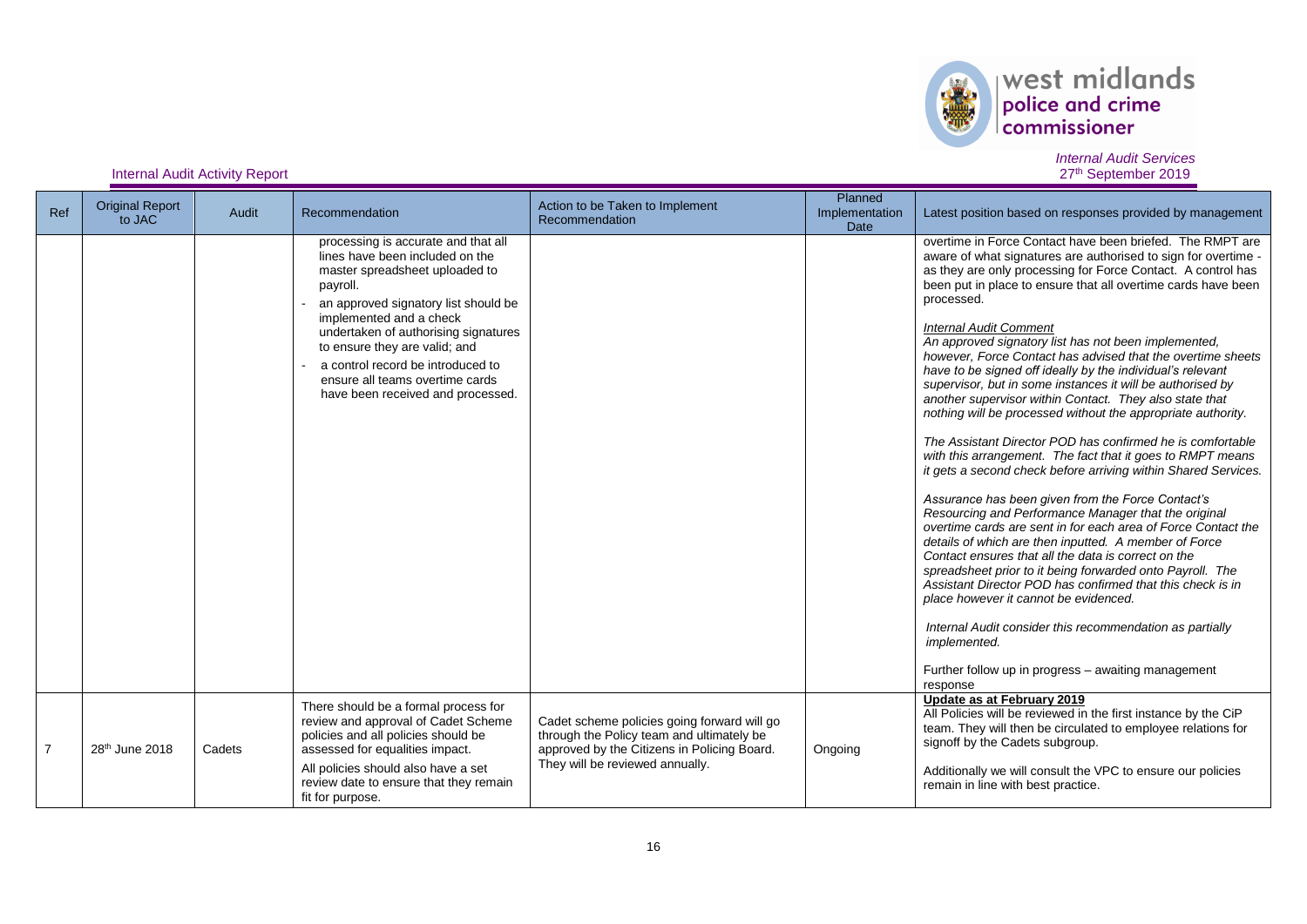Internal Audit Activity Report

*Internal Audit Services*
*27th September 2019*

| Ref | Original Report to JAC | Audit | Recommendation | Action to be Taken to Implement Recommendation | Planned Implementation Date | Latest position based on responses provided by management |
|---|---|---|---|---|---|---|
| | | | processing is accurate and that all lines have been included on the master spreadsheet uploaded to payroll.<br>- an approved signatory list should be implemented and a check undertaken of authorising signatures to ensure they are valid; and<br>- a control record be introduced to ensure all teams overtime cards have been received and processed. | | | overtime in Force Contact have been briefed. The RMPT are aware of what signatures are authorised to sign for overtime - as they are only processing for Force Contact. A control has been put in place to ensure that all overtime cards have been processed.<br><br>*<u>Internal Audit Comment</u>*<br>*An approved signatory list has not been implemented, however, Force Contact has advised that the overtime sheets have to be signed off ideally by the individual's relevant supervisor, but in some instances it will be authorised by another supervisor within Contact. They also state that nothing will be processed without the appropriate authority.*<br><br>*The Assistant Director POD has confirmed he is comfortable with this arrangement. The fact that it goes to RMPT means it gets a second check before arriving within Shared Services.*<br><br>*Assurance has been given from the Force Contact's Resourcing and Performance Manager that the original overtime cards are sent in for each area of Force Contact the details of which are then inputted. A member of Force Contact ensures that all the data is correct on the spreadsheet prior to it being forwarded onto Payroll. The Assistant Director POD has confirmed that this check is in place however it cannot be evidenced.*<br><br>*Internal Audit consider this recommendation as partially implemented.*<br><br>Further follow up in progress – awaiting management response |
| 7 | 28th June 2018 | Cadets | There should be a formal process for review and approval of Cadet Scheme policies and all policies should be assessed for equalities impact.<br><br>All policies should also have a set review date to ensure that they remain fit for purpose. | Cadet scheme policies going forward will go through the Policy team and ultimately be approved by the Citizens in Policing Board. They will be reviewed annually. | Ongoing | **<u>Update as at February 2019</u>**<br>All Policies will be reviewed in the first instance by the CiP team. They will then be circulated to employee relations for signoff by the Cadets subgroup.<br><br>Additionally we will consult the VPC to ensure our policies remain in line with best practice. |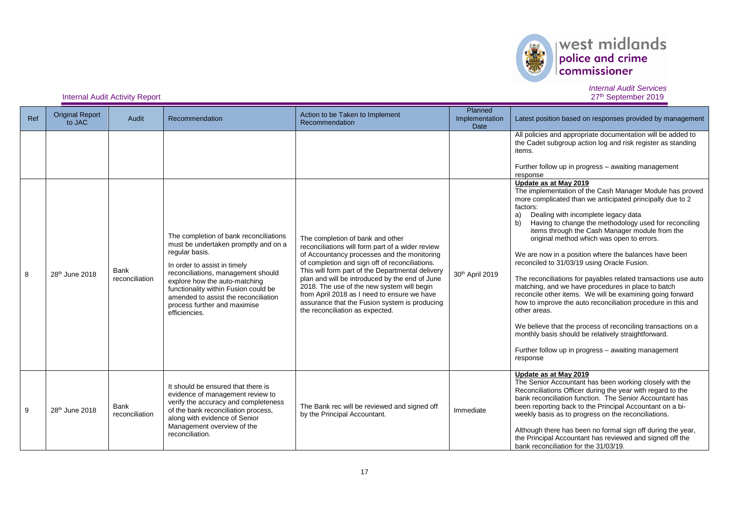Internal Audit Activity Report

*Internal Audit Services*
27th September 2019

| Ref | Original Report to JAC | Audit | Recommendation | Action to be Taken to Implement Recommendation | Planned Implementation Date | Latest position based on responses provided by management |
|---|---|---|---|---|---|---|
| | | | | | | All policies and appropriate documentation will be added to the Cadet subgroup action log and risk register as standing items.<br><br>Further follow up in progress – awaiting management response |
| 8 | 28th June 2018 | Bank reconciliation | The completion of bank reconciliations must be undertaken promptly and on a regular basis.<br><br>In order to assist in timely reconciliations, management should explore how the auto-matching functionality within Fusion could be amended to assist the reconciliation process further and maximise efficiencies. | The completion of bank and other reconciliations will form part of a wider review of Accountancy processes and the monitoring of completion and sign off of reconciliations. This will form part of the Departmental delivery plan and will be introduced by the end of June 2018. The use of the new system will begin from April 2018 as I need to ensure we have assurance that the Fusion system is producing the reconciliation as expected. | 30th April 2019 | **Update as at May 2019**<br>The implementation of the Cash Manager Module has proved more complicated than we anticipated principally due to 2 factors:<br>a) Dealing with incomplete legacy data<br>b) Having to change the methodology used for reconciling items through the Cash Manager module from the original method which was open to errors.<br><br>We are now in a position where the balances have been reconciled to 31/03/19 using Oracle Fusion.<br><br>The reconciliations for payables related transactions use auto matching, and we have procedures in place to batch reconcile other items. We will be examining going forward how to improve the auto reconciliation procedure in this and other areas.<br><br>We believe that the process of reconciling transactions on a monthly basis should be relatively straightforward.<br><br>Further follow up in progress – awaiting management response |
| 9 | 28th June 2018 | Bank reconciliation | It should be ensured that there is evidence of management review to verify the accuracy and completeness of the bank reconciliation process, along with evidence of Senior Management overview of the reconciliation. | The Bank rec will be reviewed and signed off by the Principal Accountant. | Immediate | **Update as at May 2019**<br>The Senior Accountant has been working closely with the Reconciliations Officer during the year with regard to the bank reconciliation function. The Senior Accountant has been reporting back to the Principal Accountant on a bi-weekly basis as to progress on the reconciliations.<br><br>Although there has been no formal sign off during the year, the Principal Accountant has reviewed and signed off the bank reconciliation for the 31/03/19. |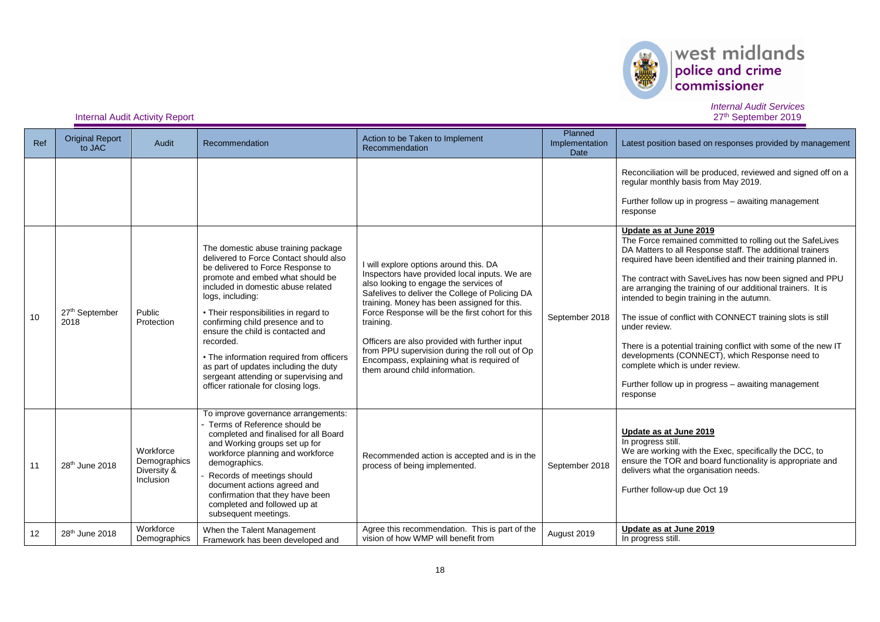Internal Audit Activity Report

*Internal Audit Services*
*27th September 2019*

| Ref | Original Report to JAC | Audit | Recommendation | Action to be Taken to Implement Recommendation | Planned Implementation Date | Latest position based on responses provided by management |
|---|---|---|---|---|---|---|
| | | | | | | Reconciliation will be produced, reviewed and signed off on a regular monthly basis from May 2019.<br><br>Further follow up in progress – awaiting management response |
| 10 | 27th September 2018 | Public Protection | The domestic abuse training package delivered to Force Contact should also be delivered to Force Response to promote and embed what should be included in domestic abuse related logs, including:<br><br>• Their responsibilities in regard to confirming child presence and to ensure the child is contacted and recorded.<br><br>• The information required from officers as part of updates including the duty sergeant attending or supervising and officer rationale for closing logs. | I will explore options around this. DA Inspectors have provided local inputs. We are also looking to engage the services of Safelives to deliver the College of Policing DA training. Money has been assigned for this. Force Response will be the first cohort for this training.<br><br>Officers are also provided with further input from PPU supervision during the roll out of Op Encompass, explaining what is required of them around child information. | September 2018 | **Update as at June 2019**<br>The Force remained committed to rolling out the SafeLives DA Matters to all Response staff. The additional trainers required have been identified and their training planned in.<br><br>The contract with SaveLives has now been signed and PPU are arranging the training of our additional trainers. It is intended to begin training in the autumn.<br><br>The issue of conflict with CONNECT training slots is still under review.<br><br>There is a potential training conflict with some of the new IT developments (CONNECT), which Response need to complete which is under review.<br><br>Further follow up in progress – awaiting management response |
| 11 | 28th June 2018 | Workforce Demographics Diversity & Inclusion | To improve governance arrangements:<br>- Terms of Reference should be completed and finalised for all Board and Working groups set up for workforce planning and workforce demographics.<br>- Records of meetings should document actions agreed and confirmation that they have been completed and followed up at subsequent meetings. | Recommended action is accepted and is in the process of being implemented. | September 2018 | **Update as at June 2019**<br>In progress still.<br>We are working with the Exec, specifically the DCC, to ensure the TOR and board functionality is appropriate and delivers what the organisation needs.<br><br>Further follow-up due Oct 19 |
| 12 | 28th June 2018 | Workforce Demographics | When the Talent Management Framework has been developed and | Agree this recommendation. This is part of the vision of how WMP will benefit from | August 2019 | **Update as at June 2019**<br>In progress still. |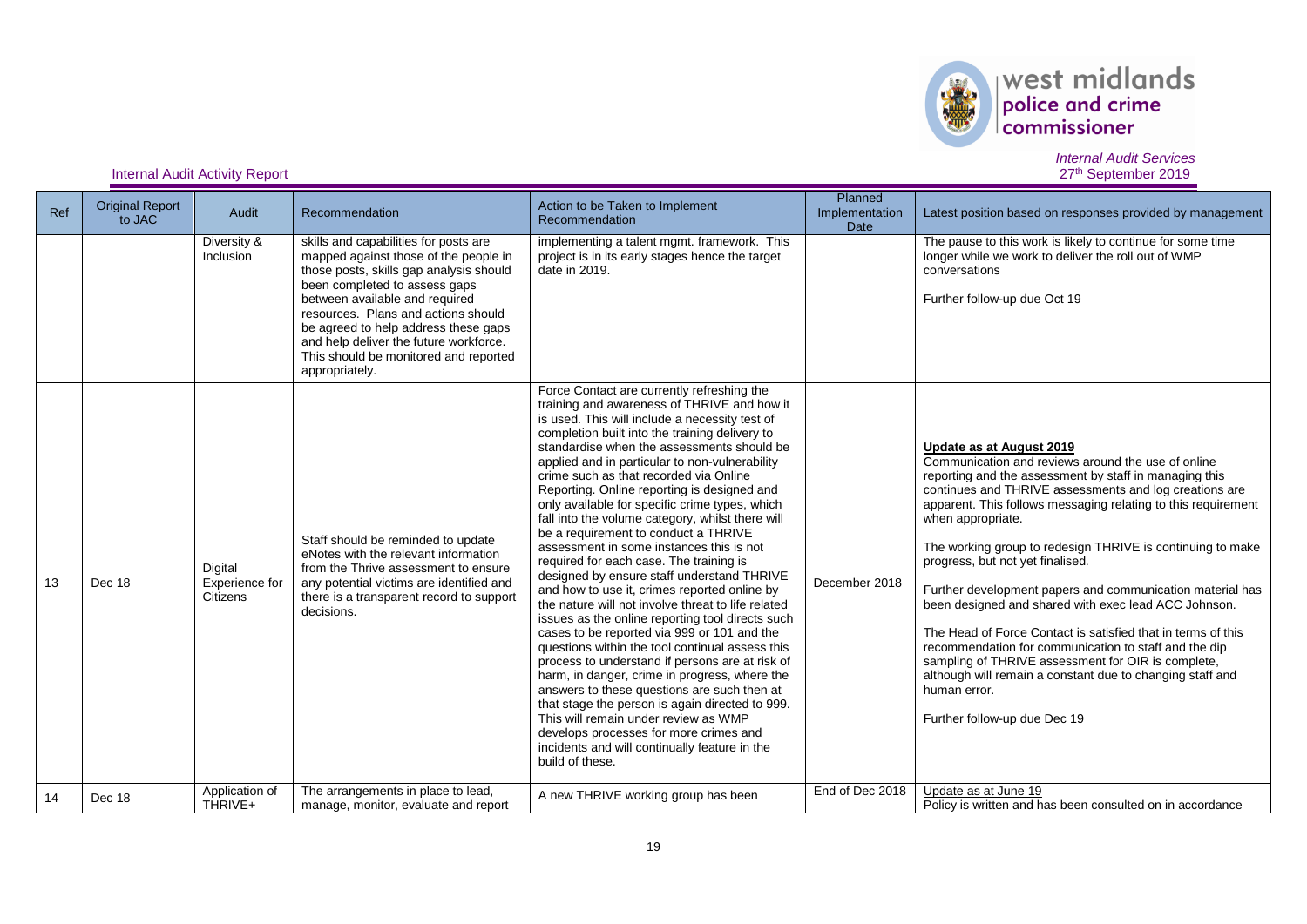Internal Audit Activity Report

*Internal Audit Services*
*27th September 2019*

| Ref | Original Report to JAC | Audit | Recommendation | Action to be Taken to Implement Recommendation | Planned Implementation Date | Latest position based on responses provided by management |
|---|---|---|---|---|---|---|
| | | Diversity & Inclusion | skills and capabilities for posts are mapped against those of the people in those posts, skills gap analysis should been completed to assess gaps between available and required resources. Plans and actions should be agreed to help address these gaps and help deliver the future workforce. This should be monitored and reported appropriately. | implementing a talent mgmt. framework. This project is in its early stages hence the target date in 2019. | | The pause to this work is likely to continue for some time longer while we work to deliver the roll out of WMP conversations<br><br>Further follow-up due Oct 19 |
| 13 | Dec 18 | Digital Experience for Citizens | Staff should be reminded to update eNotes with the relevant information from the Thrive assessment to ensure any potential victims are identified and there is a transparent record to support decisions. | Force Contact are currently refreshing the training and awareness of THRIVE and how it is used. This will include a necessity test of completion built into the training delivery to standardise when the assessments should be applied and in particular to non-vulnerability crime such as that recorded via Online Reporting. Online reporting is designed and only available for specific crime types, which fall into the volume category, whilst there will be a requirement to conduct a THRIVE assessment in some instances this is not required for each case. The training is designed by ensure staff understand THRIVE and how to use it, crimes reported online by the nature will not involve threat to life related issues as the online reporting tool directs such cases to be reported via 999 or 101 and the questions within the tool continual assess this process to understand if persons are at risk of harm, in danger, crime in progress, where the answers to these questions are such then at that stage the person is again directed to 999. This will remain under review as WMP develops processes for more crimes and incidents and will continually feature in the build of these. | December 2018 | **Update as at August 2019**<br>Communication and reviews around the use of online reporting and the assessment by staff in managing this continues and THRIVE assessments and log creations are apparent. This follows messaging relating to this requirement when appropriate.<br><br>The working group to redesign THRIVE is continuing to make progress, but not yet finalised.<br><br>Further development papers and communication material has been designed and shared with exec lead ACC Johnson.<br><br>The Head of Force Contact is satisfied that in terms of this recommendation for communication to staff and the dip sampling of THRIVE assessment for OIR is complete, although will remain a constant due to changing staff and human error.<br><br>Further follow-up due Dec 19 |
| 14 | Dec 18 | Application of THRIVE+ | The arrangements in place to lead, manage, monitor, evaluate and report | A new THRIVE working group has been | End of Dec 2018 | Update as at June 19<br>Policy is written and has been consulted on in accordance |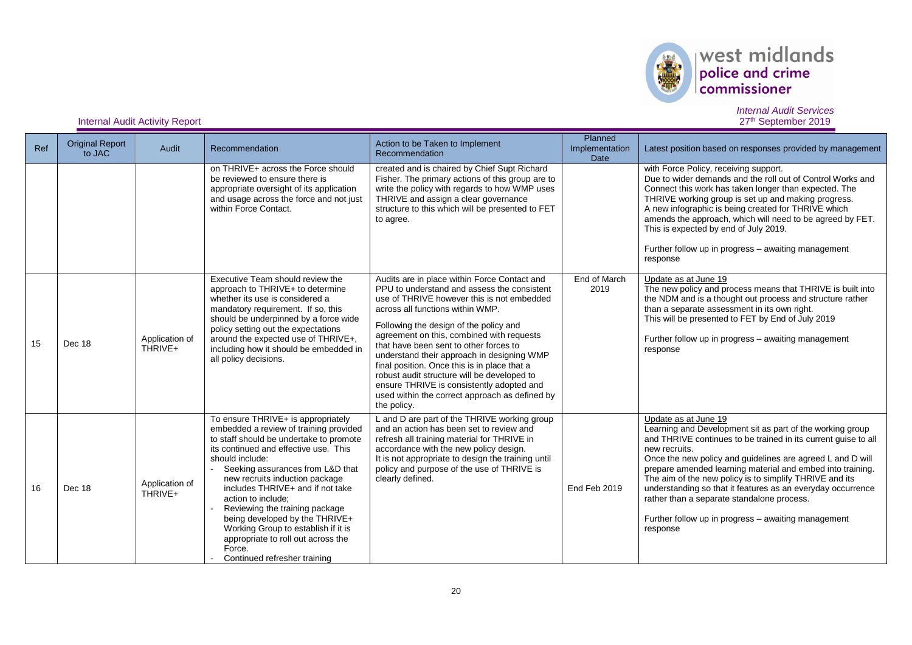Internal Audit Activity Report

*Internal Audit Services*
27th September 2019

| Ref | Original Report to JAC | Audit | Recommendation | Action to be Taken to Implement Recommendation | Planned Implementation Date | Latest position based on responses provided by management |
|---|---|---|---|---|---|---|
| | | | on THRIVE+ across the Force should be reviewed to ensure there is appropriate oversight of its application and usage across the force and not just within Force Contact. | created and is chaired by Chief Supt Richard Fisher. The primary actions of this group are to write the policy with regards to how WMP uses THRIVE and assign a clear governance structure to this which will be presented to FET to agree. | | with Force Policy, receiving support.<br>Due to wider demands and the roll out of Control Works and Connect this work has taken longer than expected. The THRIVE working group is set up and making progress.<br>A new infographic is being created for THRIVE which amends the approach, which will need to be agreed by FET. This is expected by end of July 2019.<br><br>Further follow up in progress – awaiting management response |
| 15 | Dec 18 | Application of THRIVE+ | Executive Team should review the approach to THRIVE+ to determine whether its use is considered a mandatory requirement. If so, this should be underpinned by a force wide policy setting out the expectations around the expected use of THRIVE+, including how it should be embedded in all policy decisions. | Audits are in place within Force Contact and PPU to understand and assess the consistent use of THRIVE however this is not embedded across all functions within WMP.<br><br>Following the design of the policy and agreement on this, combined with requests that have been sent to other forces to understand their approach in designing WMP final position. Once this is in place that a robust audit structure will be developed to ensure THRIVE is consistently adopted and used within the correct approach as defined by the policy. | End of March 2019 | Update as at June 19<br>The new policy and process means that THRIVE is built into the NDM and is a thought out process and structure rather than a separate assessment in its own right.<br>This will be presented to FET by End of July 2019<br><br>Further follow up in progress – awaiting management response |
| 16 | Dec 18 | Application of THRIVE+ | To ensure THRIVE+ is appropriately embedded a review of training provided to staff should be undertake to promote its continued and effective use. This should include:<br>- Seeking assurances from L&D that new recruits induction package includes THRIVE+ and if not take action to include;<br>- Reviewing the training package being developed by the THRIVE+ Working Group to establish if it is appropriate to roll out across the Force.<br>- Continued refresher training | L and D are part of the THRIVE working group and an action has been set to review and refresh all training material for THRIVE in accordance with the new policy design.<br>It is not appropriate to design the training until policy and purpose of the use of THRIVE is clearly defined. | End Feb 2019 | Update as at June 19<br>Learning and Development sit as part of the working group and THRIVE continues to be trained in its current guise to all new recruits.<br>Once the new policy and guidelines are agreed L and D will prepare amended learning material and embed into training. The aim of the new policy is to simplify THRIVE and its understanding so that it features as an everyday occurrence rather than a separate standalone process.<br><br>Further follow up in progress – awaiting management response |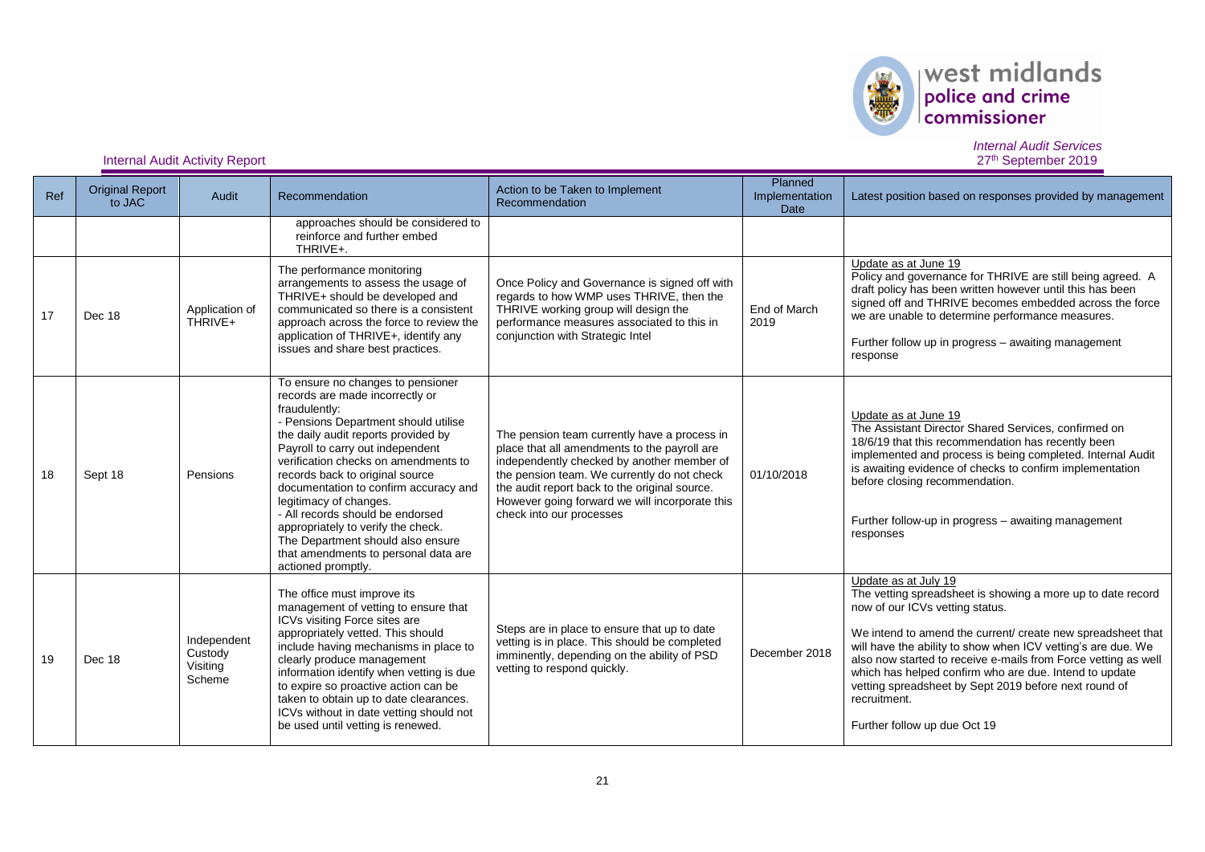| Ref | Original Report to JAC | Audit | Recommendation | Action to be Taken to Implement Recommendation | Planned Implementation Date | Latest position based on responses provided by management |
|---|---|---|---|---|---|---|
| | | | approaches should be considered to reinforce and further embed THRIVE+. | | | |
| 17 | Dec 18 | Application of THRIVE+ | The performance monitoring arrangements to assess the usage of THRIVE+ should be developed and communicated so there is a consistent approach across the force to review the application of THRIVE+, identify any issues and share best practices. | Once Policy and Governance is signed off with regards to how WMP uses THRIVE, then the THRIVE working group will design the performance measures associated to this in conjunction with Strategic Intel | End of March 2019 | Update as at June 19<br>Policy and governance for THRIVE are still being agreed. A draft policy has been written however until this has been signed off and THRIVE becomes embedded across the force we are unable to determine performance measures.<br><br>Further follow up in progress – awaiting management response |
| 18 | Sept 18 | Pensions | To ensure no changes to pensioner records are made incorrectly or fraudulently:<br>- Pensions Department should utilise the daily audit reports provided by Payroll to carry out independent verification checks on amendments to records back to original source documentation to confirm accuracy and legitimacy of changes.<br>- All records should be endorsed appropriately to verify the check.<br>The Department should also ensure that amendments to personal data are actioned promptly. | The pension team currently have a process in place that all amendments to the payroll are independently checked by another member of the pension team. We currently do not check the audit report back to the original source. However going forward we will incorporate this check into our processes | 01/10/2018 | Update as at June 19<br>The Assistant Director Shared Services, confirmed on 18/6/19 that this recommendation has recently been implemented and process is being completed. Internal Audit is awaiting evidence of checks to confirm implementation before closing recommendation.<br><br>Further follow-up in progress – awaiting management responses |
| 19 | Dec 18 | Independent Custody Visiting Scheme | The office must improve its management of vetting to ensure that ICVs visiting Force sites are appropriately vetted. This should include having mechanisms in place to clearly produce management information identify when vetting is due to expire so proactive action can be taken to obtain up to date clearances. ICVs without in date vetting should not be used until vetting is renewed. | Steps are in place to ensure that up to date vetting is in place. This should be completed imminently, depending on the ability of PSD vetting to respond quickly. | December 2018 | Update as at July 19<br>The vetting spreadsheet is showing a more up to date record now of our ICVs vetting status.<br><br>We intend to amend the current/ create new spreadsheet that will have the ability to show when ICV vetting's are due. We also now started to receive e-mails from Force vetting as well which has helped confirm who are due. Intend to update vetting spreadsheet by Sept 2019 before next round of recruitment.<br><br>Further follow up due Oct 19 |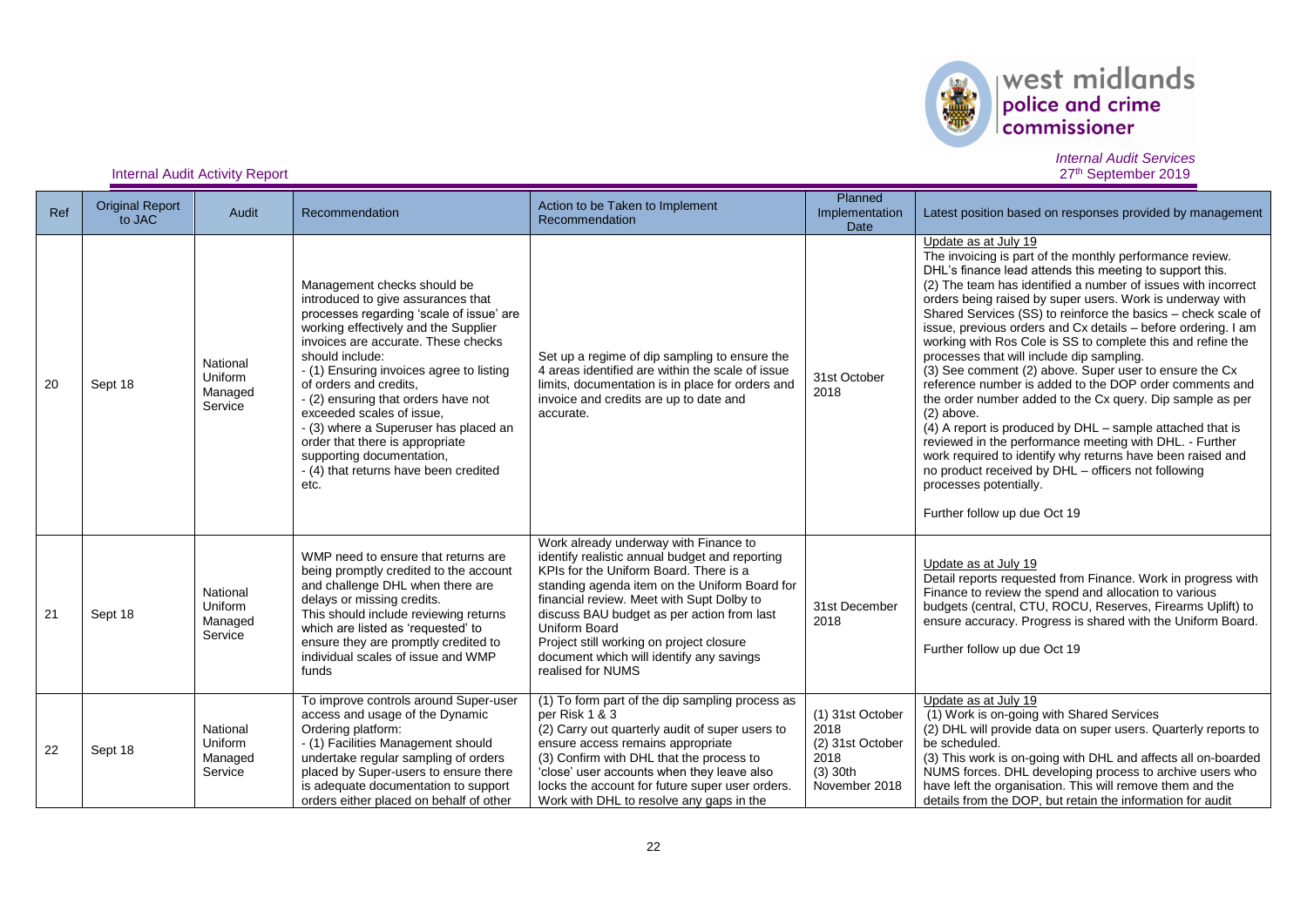Internal Audit Activity Report

*Internal Audit Services*
*27th September 2019*

| Ref | Original Report to JAC | Audit | Recommendation | Action to be Taken to Implement Recommendation | Planned Implementation Date | Latest position based on responses provided by management |
|---|---|---|---|---|---|---|
| 20 | Sept 18 | National Uniform Managed Service | Management checks should be introduced to give assurances that processes regarding 'scale of issue' are working effectively and the Supplier invoices are accurate. These checks should include:<br>- (1) Ensuring invoices agree to listing of orders and credits,<br>- (2) ensuring that orders have not exceeded scales of issue,<br>- (3) where a Superuser has placed an order that there is appropriate supporting documentation,<br>- (4) that returns have been credited etc. | Set up a regime of dip sampling to ensure the 4 areas identified are within the scale of issue limits, documentation is in place for orders and invoice and credits are up to date and accurate. | 31st October 2018 | Update as at July 19<br>The invoicing is part of the monthly performance review. DHL's finance lead attends this meeting to support this.<br>(2) The team has identified a number of issues with incorrect orders being raised by super users. Work is underway with Shared Services (SS) to reinforce the basics – check scale of issue, previous orders and Cx details – before ordering. I am working with Ros Cole is SS to complete this and refine the processes that will include dip sampling.<br>(3) See comment (2) above. Super user to ensure the Cx reference number is added to the DOP order comments and the order number added to the Cx query. Dip sample as per (2) above.<br>(4) A report is produced by DHL – sample attached that is reviewed in the performance meeting with DHL. - Further work required to identify why returns have been raised and no product received by DHL – officers not following processes potentially.<br><br>Further follow up due Oct 19 |
| 21 | Sept 18 | National Uniform Managed Service | WMP need to ensure that returns are being promptly credited to the account and challenge DHL when there are delays or missing credits.<br>This should include reviewing returns which are listed as 'requested' to ensure they are promptly credited to individual scales of issue and WMP funds | Work already underway with Finance to identify realistic annual budget and reporting KPIs for the Uniform Board. There is a standing agenda item on the Uniform Board for financial review. Meet with Supt Dolby to discuss BAU budget as per action from last Uniform Board<br>Project still working on project closure document which will identify any savings realised for NUMS | 31st December 2018 | Update as at July 19<br>Detail reports requested from Finance. Work in progress with Finance to review the spend and allocation to various budgets (central, CTU, ROCU, Reserves, Firearms Uplift) to ensure accuracy. Progress is shared with the Uniform Board.<br><br>Further follow up due Oct 19 |
| 22 | Sept 18 | National Uniform Managed Service | To improve controls around Super-user access and usage of the Dynamic Ordering platform:<br>- (1) Facilities Management should undertake regular sampling of orders placed by Super-users to ensure there is adequate documentation to support orders either placed on behalf of other | (1) To form part of the dip sampling process as per Risk 1 & 3<br>(2) Carry out quarterly audit of super users to ensure access remains appropriate<br>(3) Confirm with DHL that the process to 'close' user accounts when they leave also locks the account for future super user orders. Work with DHL to resolve any gaps in the | (1) 31st October 2018<br>(2) 31st October 2018<br>(3) 30th November 2018 | Update as at July 19<br>(1) Work is on-going with Shared Services<br>(2) DHL will provide data on super users. Quarterly reports to be scheduled.<br>(3) This work is on-going with DHL and affects all on-boarded NUMS forces. DHL developing process to archive users who have left the organisation. This will remove them and the details from the DOP, but retain the information for audit |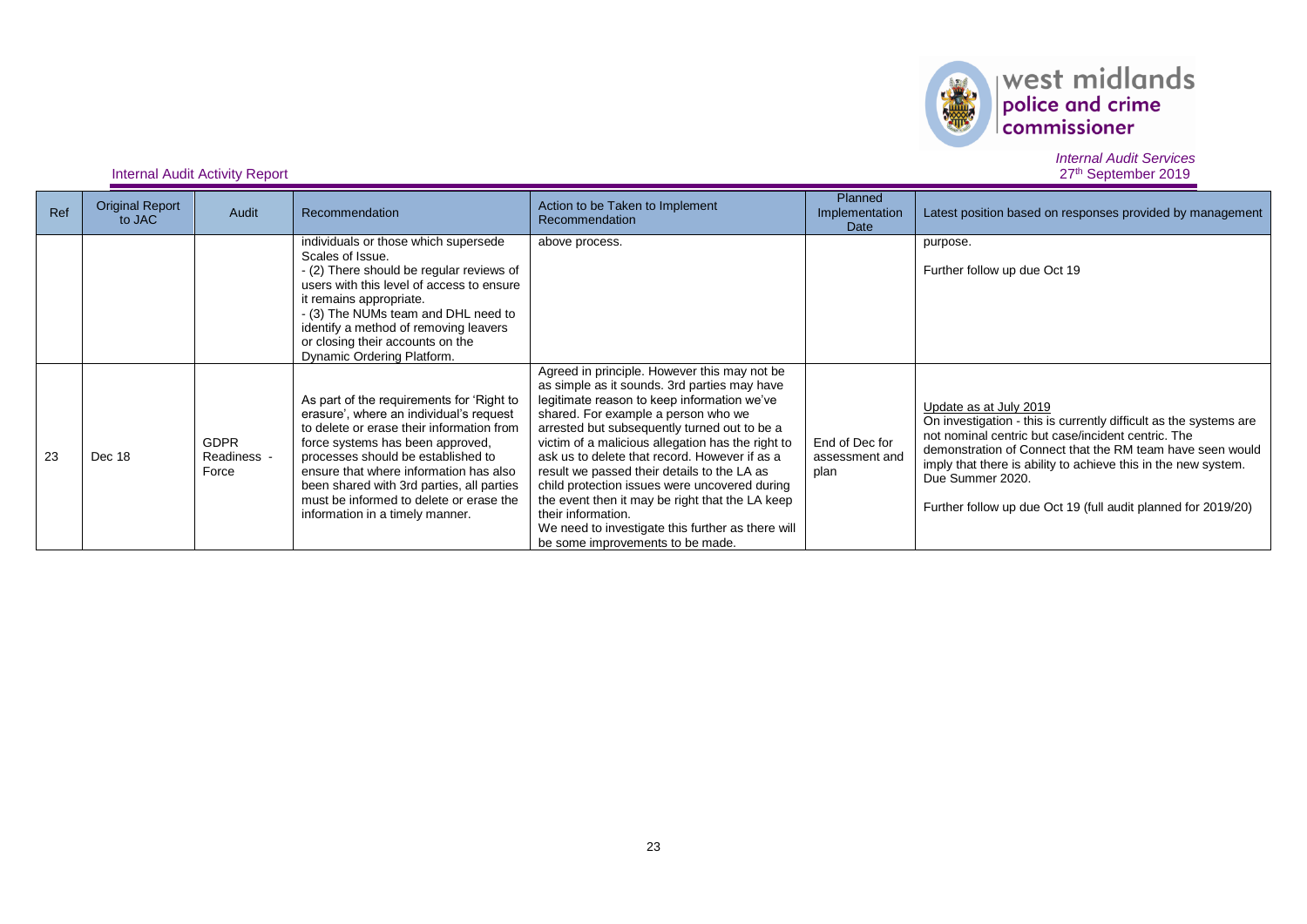| Ref | Original Report to JAC | Audit | Recommendation | Action to be Taken to Implement Recommendation | Planned Implementation Date | Latest position based on responses provided by management |
| --- | --- | --- | --- | --- | --- | --- |
| | | | individuals or those which supersede Scales of Issue.<br>- (2) There should be regular reviews of users with this level of access to ensure it remains appropriate.<br>- (3) The NUMs team and DHL need to identify a method of removing leavers or closing their accounts on the Dynamic Ordering Platform. | above process. | | purpose.<br><br>Further follow up due Oct 19 |
| 23 | Dec 18 | GDPR Readiness - Force | As part of the requirements for 'Right to erasure', where an individual's request to delete or erase their information from force systems has been approved, processes should be established to ensure that where information has also been shared with 3rd parties, all parties must be informed to delete or erase the information in a timely manner. | Agreed in principle. However this may not be as simple as it sounds. 3rd parties may have legitimate reason to keep information we've shared. For example a person who we arrested but subsequently turned out to be a victim of a malicious allegation has the right to ask us to delete that record. However if as a result we passed their details to the LA as child protection issues were uncovered during the event then it may be right that the LA keep their information.<br>We need to investigate this further as there will be some improvements to be made. | End of Dec for assessment and plan | Update as at July 2019<br>On investigation - this is currently difficult as the systems are not nominal centric but case/incident centric. The demonstration of Connect that the RM team have seen would imply that there is ability to achieve this in the new system. Due Summer 2020.<br><br>Further follow up due Oct 19 (full audit planned for 2019/20) |